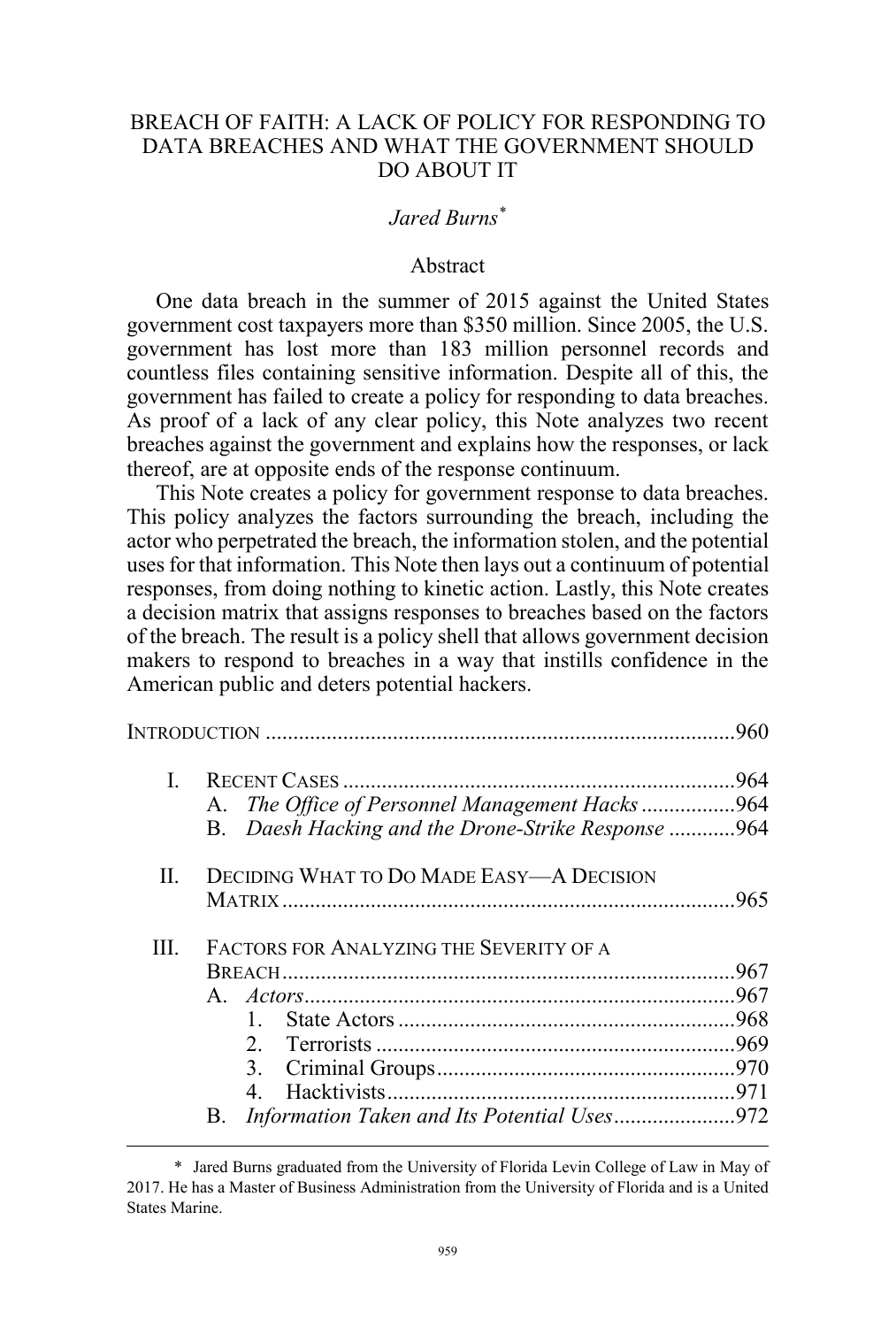# BREACH OF FAITH: A LACK OF POLICY FOR RESPONDING TO DATA BREACHES AND WHAT THE GOVERNMENT SHOULD DO ABOUT IT

*Jared Burns*[*]

## Abstract

One data breach in the summer of 2015 against the United States government cost taxpayers more than $350 million. Since 2005, the U.S. government has lost more than 183 million personnel records and countless files containing sensitive information. Despite all of this, the government has failed to create a policy for responding to data breaches. As proof of a lack of any clear policy, this Note analyzes two recent breaches against the government and explains how the responses, or lack thereof, are at opposite ends of the response continuum.

This Note creates a policy for government response to data breaches. This policy analyzes the factors surrounding the breach, including the actor who perpetrated the breach, the information stolen, and the potential uses for that information. This Note then lays out a continuum of potential responses, from doing nothing to kinetic action. Lastly, this Note creates a decision matrix that assigns responses to breaches based on the factors of the breach. The result is a policy shell that allows government decision makers to respond to breaches in a way that instills confidence in the American public and deters potential hackers.

INTRODUCTION .................................................................................... 960

I. RECENT CASES ...................................................................... 964
   A. *The Office of Personnel Management Hacks* ................. 964
   B. *Daesh Hacking and the Drone-Strike Response* ............ 964

II. DECIDING WHAT TO DO MADE EASY—A DECISION MATRIX ................................................................................. 965

III. FACTORS FOR ANALYZING THE SEVERITY OF A BREACH ................................................................................. 967
   A. *Actors* ............................................................................ 967
      1. State Actors ............................................................ 968
      2. Terrorists ................................................................ 969
      3. Criminal Groups ..................................................... 970
      4. Hacktivists .............................................................. 971
   B. *Information Taken and Its Potential Uses* ...................... 972

---

[*] Jared Burns graduated from the University of Florida Levin College of Law in May of 2017. He has a Master of Business Administration from the University of Florida and is a United States Marine.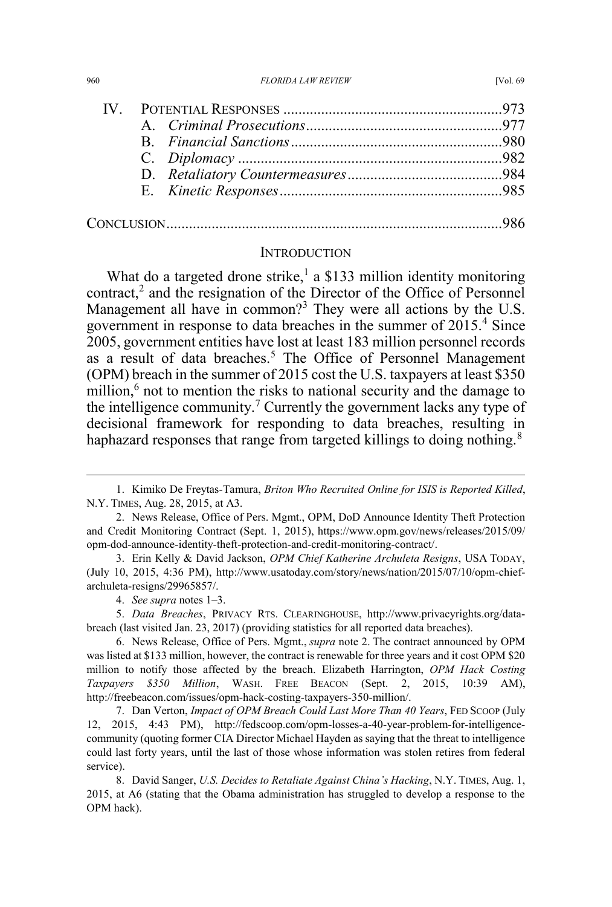IV. POTENTIAL RESPONSES ......................................................... 973
   A. *Criminal Prosecutions* ................................................... 977
   B. *Financial Sanctions* ....................................................... 980
   C. *Diplomacy* ..................................................................... 982
   D. *Retaliatory Countermeasures* ......................................... 984
   E. *Kinetic Responses* .......................................................... 985

CONCLUSION ....................................................................................... 986

## INTRODUCTION

What do a targeted drone strike,[1] a $133 million identity monitoring contract,[2] and the resignation of the Director of the Office of Personnel Management all have in common?[3] They were all actions by the U.S. government in response to data breaches in the summer of 2015.[4] Since 2005, government entities have lost at least 183 million personnel records as a result of data breaches.[5] The Office of Personnel Management (OPM) breach in the summer of 2015 cost the U.S. taxpayers at least $350 million,[6] not to mention the risks to national security and the damage to the intelligence community.[7] Currently the government lacks any type of decisional framework for responding to data breaches, resulting in haphazard responses that range from targeted killings to doing nothing.[8]

---

1. Kimiko De Freytas-Tamura, *Briton Who Recruited Online for ISIS is Reported Killed*, N.Y. TIMES, Aug. 28, 2015, at A3.

2. News Release, Office of Pers. Mgmt., OPM, DoD Announce Identity Theft Protection and Credit Monitoring Contract (Sept. 1, 2015), https://www.opm.gov/news/releases/2015/09/opm-dod-announce-identity-theft-protection-and-credit-monitoring-contract/.

3. Erin Kelly & David Jackson, *OPM Chief Katherine Archuleta Resigns*, USA TODAY, (July 10, 2015, 4:36 PM), http://www.usatoday.com/story/news/nation/2015/07/10/opm-chief-archuleta-resigns/29965857/.

4. *See supra* notes 1–3.

5. *Data Breaches*, PRIVACY RTS. CLEARINGHOUSE, http://www.privacyrights.org/data-breach (last visited Jan. 23, 2017) (providing statistics for all reported data breaches).

6. News Release, Office of Pers. Mgmt., *supra* note 2. The contract announced by OPM was listed at $133 million, however, the contract is renewable for three years and it cost OPM $20 million to notify those affected by the breach. Elizabeth Harrington, *OPM Hack Costing Taxpayers $350 Million*, WASH. FREE BEACON (Sept. 2, 2015, 10:39 AM), http://freebeacon.com/issues/opm-hack-costing-taxpayers-350-million/.

7. Dan Verton, *Impact of OPM Breach Could Last More Than 40 Years*, FED SCOOP (July 12, 2015, 4:43 PM), http://fedscoop.com/opm-losses-a-40-year-problem-for-intelligence-community (quoting former CIA Director Michael Hayden as saying that the threat to intelligence could last forty years, until the last of those whose information was stolen retires from federal service).

8. David Sanger, *U.S. Decides to Retaliate Against China's Hacking*, N.Y. TIMES, Aug. 1, 2015, at A6 (stating that the Obama administration has struggled to develop a response to the OPM hack).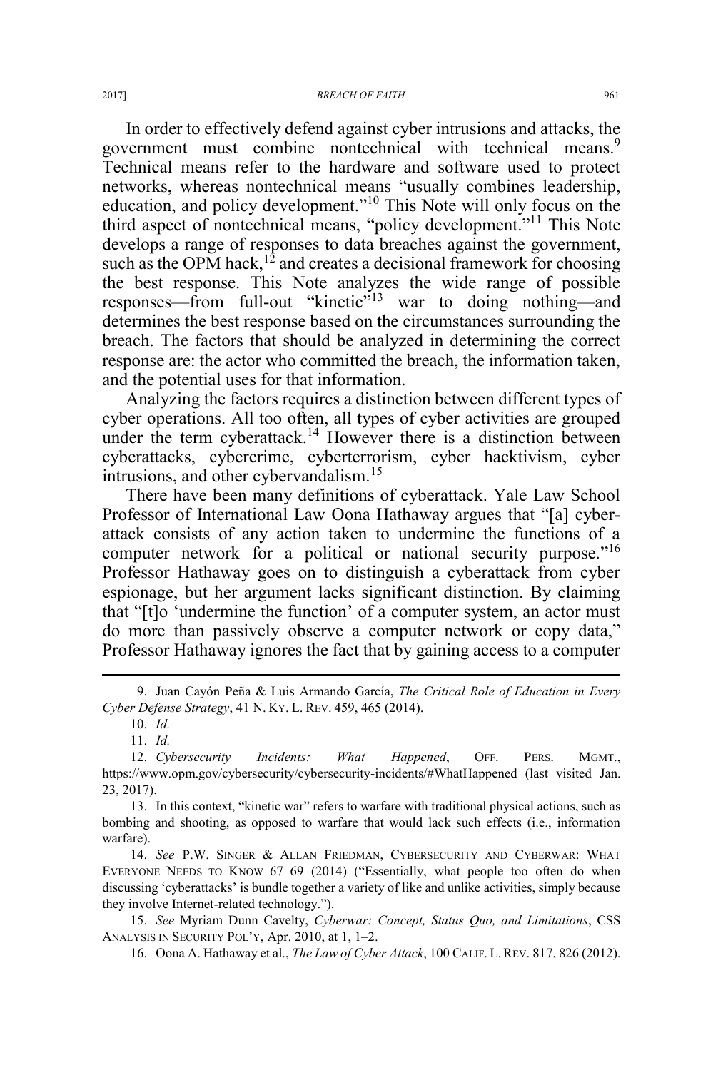In order to effectively defend against cyber intrusions and attacks, the government must combine nontechnical with technical means.[9] Technical means refer to the hardware and software used to protect networks, whereas nontechnical means "usually combines leadership, education, and policy development."[10] This Note will only focus on the third aspect of nontechnical means, "policy development."[11] This Note develops a range of responses to data breaches against the government, such as the OPM hack,[12] and creates a decisional framework for choosing the best response. This Note analyzes the wide range of possible responses—from full-out "kinetic"[13] war to doing nothing—and determines the best response based on the circumstances surrounding the breach. The factors that should be analyzed in determining the correct response are: the actor who committed the breach, the information taken, and the potential uses for that information.

Analyzing the factors requires a distinction between different types of cyber operations. All too often, all types of cyber activities are grouped under the term cyberattack.[14] However there is a distinction between cyberattacks, cybercrime, cyberterrorism, cyber hacktivism, cyber intrusions, and other cybervandalism.[15]

There have been many definitions of cyberattack. Yale Law School Professor of International Law Oona Hathaway argues that "[a] cyber-attack consists of any action taken to undermine the functions of a computer network for a political or national security purpose."[16] Professor Hathaway goes on to distinguish a cyberattack from cyber espionage, but her argument lacks significant distinction. By claiming that "[t]o 'undermine the function' of a computer system, an actor must do more than passively observe a computer network or copy data," Professor Hathaway ignores the fact that by gaining access to a computer

---

9. Juan Cayón Peña & Luis Armando García, *The Critical Role of Education in Every Cyber Defense Strategy*, 41 N. KY. L. REV. 459, 465 (2014).

10. *Id.*

11. *Id.*

12. *Cybersecurity Incidents: What Happened*, OFF. PERS. MGMT., https://www.opm.gov/cybersecurity/cybersecurity-incidents/#WhatHappened (last visited Jan. 23, 2017).

13. In this context, "kinetic war" refers to warfare with traditional physical actions, such as bombing and shooting, as opposed to warfare that would lack such effects (i.e., information warfare).

14. *See* P.W. SINGER & ALLAN FRIEDMAN, CYBERSECURITY AND CYBERWAR: WHAT EVERYONE NEEDS TO KNOW 67–69 (2014) ("Essentially, what people too often do when discussing 'cyberattacks' is bundle together a variety of like and unlike activities, simply because they involve Internet-related technology.").

15. *See* Myriam Dunn Cavelty, *Cyberwar: Concept, Status Quo, and Limitations*, CSS ANALYSIS IN SECURITY POL'Y, Apr. 2010, at 1, 1–2.

16. Oona A. Hathaway et al., *The Law of Cyber Attack*, 100 CALIF. L. REV. 817, 826 (2012).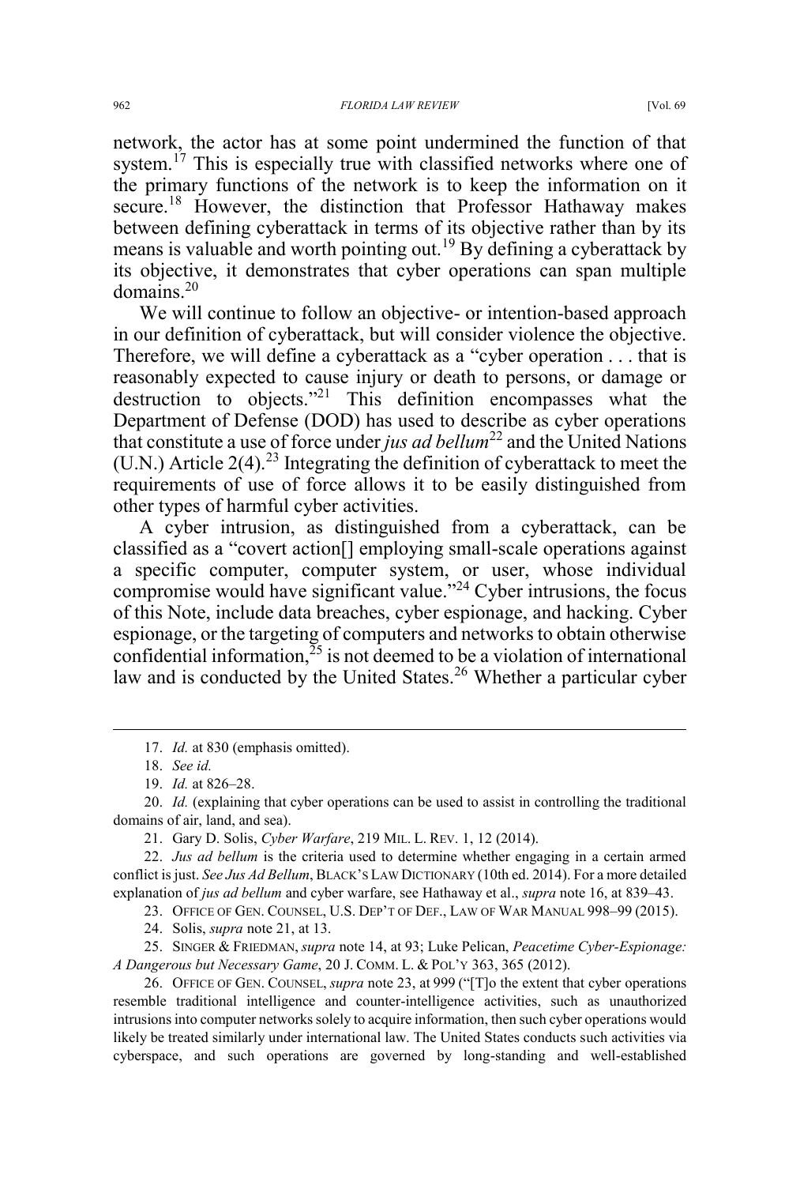network, the actor has at some point undermined the function of that system.[17] This is especially true with classified networks where one of the primary functions of the network is to keep the information on it secure.[18] However, the distinction that Professor Hathaway makes between defining cyberattack in terms of its objective rather than by its means is valuable and worth pointing out.[19] By defining a cyberattack by its objective, it demonstrates that cyber operations can span multiple domains.[20]

We will continue to follow an objective- or intention-based approach in our definition of cyberattack, but will consider violence the objective. Therefore, we will define a cyberattack as a "cyber operation . . . that is reasonably expected to cause injury or death to persons, or damage or destruction to objects."[21] This definition encompasses what the Department of Defense (DOD) has used to describe as cyber operations that constitute a use of force under *jus ad bellum*[22] and the United Nations (U.N.) Article 2(4).[23] Integrating the definition of cyberattack to meet the requirements of use of force allows it to be easily distinguished from other types of harmful cyber activities.

A cyber intrusion, as distinguished from a cyberattack, can be classified as a "covert action[] employing small-scale operations against a specific computer, computer system, or user, whose individual compromise would have significant value."[24] Cyber intrusions, the focus of this Note, include data breaches, cyber espionage, and hacking. Cyber espionage, or the targeting of computers and networks to obtain otherwise confidential information,[25] is not deemed to be a violation of international law and is conducted by the United States.[26] Whether a particular cyber

---

17. *Id.* at 830 (emphasis omitted).

18. *See id.*

19. *Id.* at 826–28.

20. *Id.* (explaining that cyber operations can be used to assist in controlling the traditional domains of air, land, and sea).

21. Gary D. Solis, *Cyber Warfare*, 219 MIL. L. REV. 1, 12 (2014).

22. *Jus ad bellum* is the criteria used to determine whether engaging in a certain armed conflict is just. *See Jus Ad Bellum*, BLACK'S LAW DICTIONARY (10th ed. 2014). For a more detailed explanation of *jus ad bellum* and cyber warfare, see Hathaway et al., *supra* note 16, at 839–43.

23. OFFICE OF GEN. COUNSEL, U.S. DEP'T OF DEF., LAW OF WAR MANUAL 998–99 (2015).

24. Solis, *supra* note 21, at 13.

25. SINGER & FRIEDMAN, *supra* note 14, at 93; Luke Pelican, *Peacetime Cyber-Espionage: A Dangerous but Necessary Game*, 20 J. COMM. L. & POL'Y 363, 365 (2012).

26. OFFICE OF GEN. COUNSEL, *supra* note 23, at 999 ("[T]o the extent that cyber operations resemble traditional intelligence and counter-intelligence activities, such as unauthorized intrusions into computer networks solely to acquire information, then such cyber operations would likely be treated similarly under international law. The United States conducts such activities via cyberspace, and such operations are governed by long-standing and well-established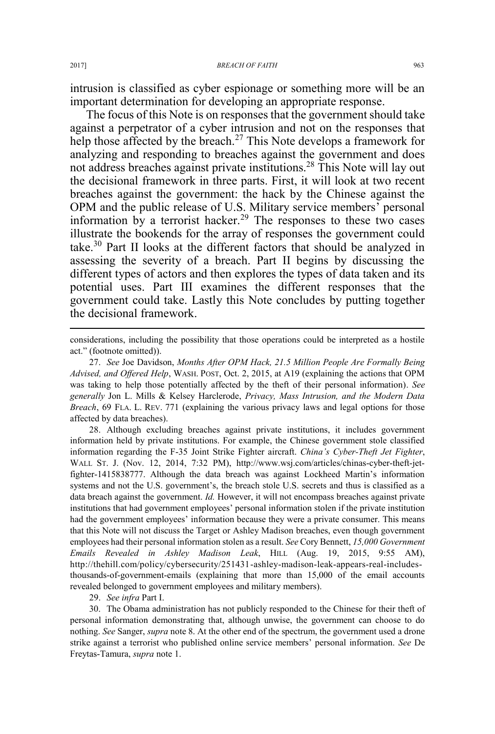intrusion is classified as cyber espionage or something more will be an important determination for developing an appropriate response.

The focus of this Note is on responses that the government should take against a perpetrator of a cyber intrusion and not on the responses that help those affected by the breach.[27] This Note develops a framework for analyzing and responding to breaches against the government and does not address breaches against private institutions.[28] This Note will lay out the decisional framework in three parts. First, it will look at two recent breaches against the government: the hack by the Chinese against the OPM and the public release of U.S. Military service members' personal information by a terrorist hacker.[29] The responses to these two cases illustrate the bookends for the array of responses the government could take.[30] Part II looks at the different factors that should be analyzed in assessing the severity of a breach. Part II begins by discussing the different types of actors and then explores the types of data taken and its potential uses. Part III examines the different responses that the government could take. Lastly this Note concludes by putting together the decisional framework.

---

considerations, including the possibility that those operations could be interpreted as a hostile act." (footnote omitted)).

27. *See* Joe Davidson, *Months After OPM Hack, 21.5 Million People Are Formally Being Advised, and Offered Help*, WASH. POST, Oct. 2, 2015, at A19 (explaining the actions that OPM was taking to help those potentially affected by the theft of their personal information). *See generally* Jon L. Mills & Kelsey Harclerode, *Privacy, Mass Intrusion, and the Modern Data Breach*, 69 FLA. L. REV. 771 (explaining the various privacy laws and legal options for those affected by data breaches).

28. Although excluding breaches against private institutions, it includes government information held by private institutions. For example, the Chinese government stole classified information regarding the F-35 Joint Strike Fighter aircraft. *China's Cyber-Theft Jet Fighter*, WALL ST. J. (Nov. 12, 2014, 7:32 PM), http://www.wsj.com/articles/chinas-cyber-theft-jet-fighter-1415838777. Although the data breach was against Lockheed Martin's information systems and not the U.S. government's, the breach stole U.S. secrets and thus is classified as a data breach against the government. *Id.* However, it will not encompass breaches against private institutions that had government employees' personal information stolen if the private institution had the government employees' information because they were a private consumer. This means that this Note will not discuss the Target or Ashley Madison breaches, even though government employees had their personal information stolen as a result. *See* Cory Bennett, *15,000 Government Emails Revealed in Ashley Madison Leak*, HILL (Aug. 19, 2015, 9:55 AM), http://thehill.com/policy/cybersecurity/251431-ashley-madison-leak-appears-real-includes-thousands-of-government-emails (explaining that more than 15,000 of the email accounts revealed belonged to government employees and military members).

29. *See infra* Part I.

30. The Obama administration has not publicly responded to the Chinese for their theft of personal information demonstrating that, although unwise, the government can choose to do nothing. *See* Sanger, *supra* note 8. At the other end of the spectrum, the government used a drone strike against a terrorist who published online service members' personal information. *See* De Freytas-Tamura, *supra* note 1.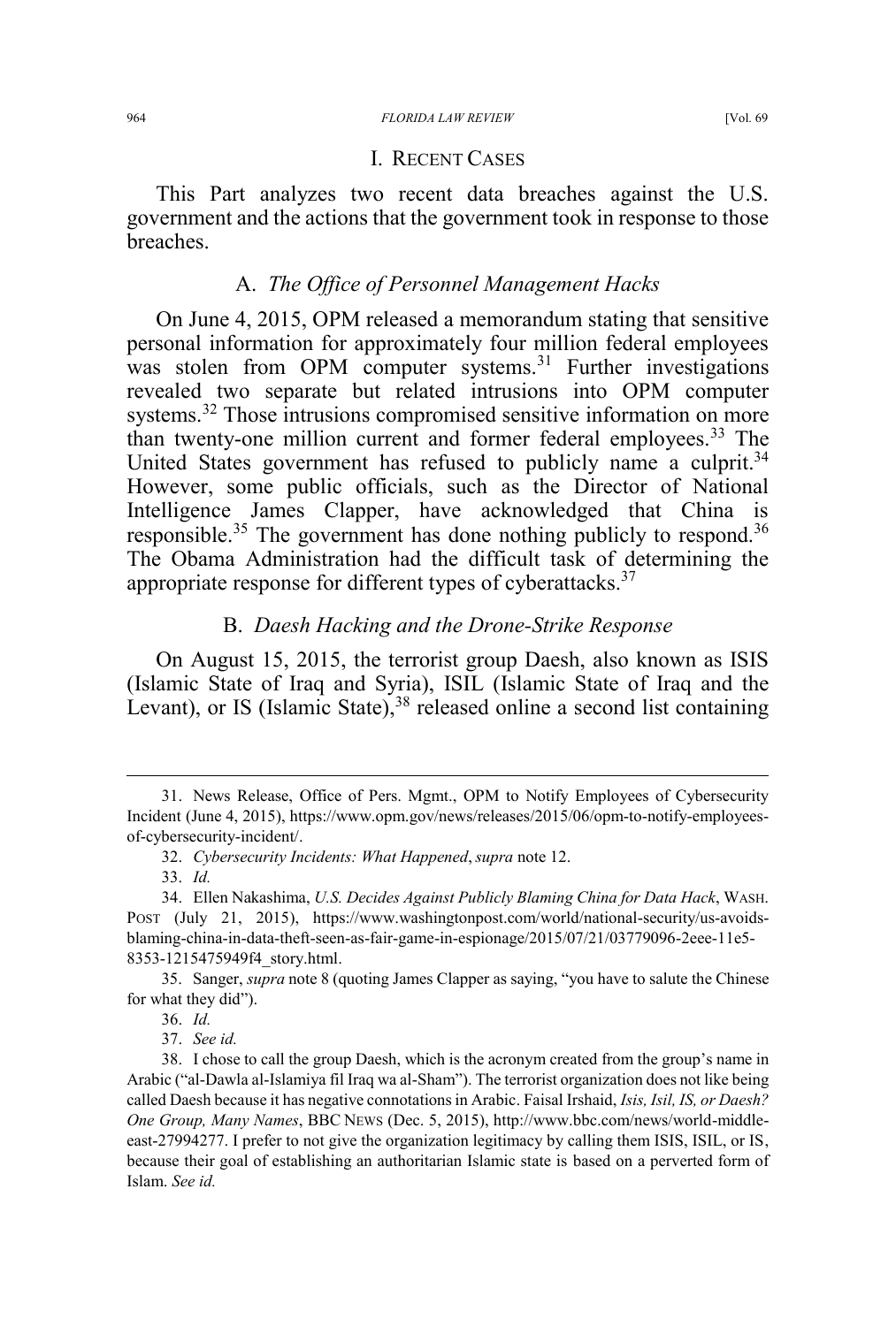## I. RECENT CASES

This Part analyzes two recent data breaches against the U.S. government and the actions that the government took in response to those breaches.

### A. *The Office of Personnel Management Hacks*

On June 4, 2015, OPM released a memorandum stating that sensitive personal information for approximately four million federal employees was stolen from OPM computer systems.[31] Further investigations revealed two separate but related intrusions into OPM computer systems.[32] Those intrusions compromised sensitive information on more than twenty-one million current and former federal employees.[33] The United States government has refused to publicly name a culprit.[34] However, some public officials, such as the Director of National Intelligence James Clapper, have acknowledged that China is responsible.[35] The government has done nothing publicly to respond.[36] The Obama Administration had the difficult task of determining the appropriate response for different types of cyberattacks.[37]

### B. *Daesh Hacking and the Drone-Strike Response*

On August 15, 2015, the terrorist group Daesh, also known as ISIS (Islamic State of Iraq and Syria), ISIL (Islamic State of Iraq and the Levant), or IS (Islamic State),[38] released online a second list containing

---

31. News Release, Office of Pers. Mgmt., OPM to Notify Employees of Cybersecurity Incident (June 4, 2015), https://www.opm.gov/news/releases/2015/06/opm-to-notify-employees-of-cybersecurity-incident/.

32. *Cybersecurity Incidents: What Happened*, *supra* note 12.

33. *Id.*

34. Ellen Nakashima, *U.S. Decides Against Publicly Blaming China for Data Hack*, WASH. POST (July 21, 2015), https://www.washingtonpost.com/world/national-security/us-avoids-blaming-china-in-data-theft-seen-as-fair-game-in-espionage/2015/07/21/03779096-2eee-11e5-8353-1215475949f4_story.html.

35. Sanger, *supra* note 8 (quoting James Clapper as saying, "you have to salute the Chinese for what they did").

36. *Id.*

37. *See id.*

38. I chose to call the group Daesh, which is the acronym created from the group's name in Arabic ("al-Dawla al-Islamiya fil Iraq wa al-Sham"). The terrorist organization does not like being called Daesh because it has negative connotations in Arabic. Faisal Irshaid, *Isis, Isil, IS, or Daesh? One Group, Many Names*, BBC NEWS (Dec. 5, 2015), http://www.bbc.com/news/world-middle-east-27994277. I prefer to not give the organization legitimacy by calling them ISIS, ISIL, or IS, because their goal of establishing an authoritarian Islamic state is based on a perverted form of Islam. *See id.*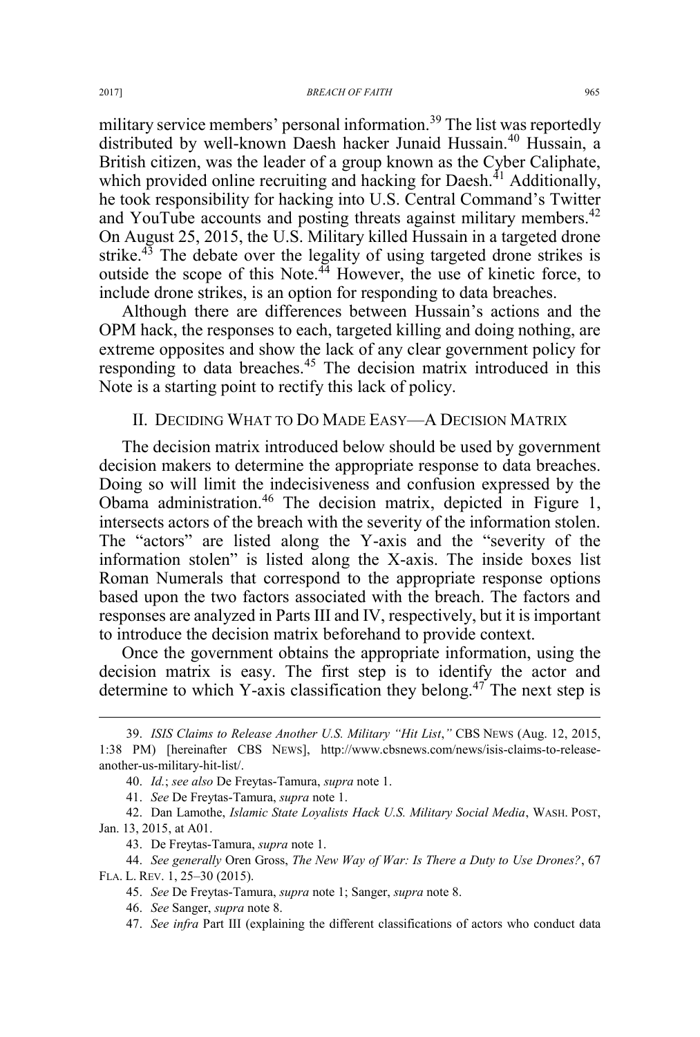military service members' personal information.[39] The list was reportedly distributed by well-known Daesh hacker Junaid Hussain.[40] Hussain, a British citizen, was the leader of a group known as the Cyber Caliphate, which provided online recruiting and hacking for Daesh.[41] Additionally, he took responsibility for hacking into U.S. Central Command's Twitter and YouTube accounts and posting threats against military members.[42] On August 25, 2015, the U.S. Military killed Hussain in a targeted drone strike.[43] The debate over the legality of using targeted drone strikes is outside the scope of this Note.[44] However, the use of kinetic force, to include drone strikes, is an option for responding to data breaches.

Although there are differences between Hussain's actions and the OPM hack, the responses to each, targeted killing and doing nothing, are extreme opposites and show the lack of any clear government policy for responding to data breaches.[45] The decision matrix introduced in this Note is a starting point to rectify this lack of policy.

## II. DECIDING WHAT TO DO MADE EASY—A DECISION MATRIX

The decision matrix introduced below should be used by government decision makers to determine the appropriate response to data breaches. Doing so will limit the indecisiveness and confusion expressed by the Obama administration.[46] The decision matrix, depicted in Figure 1, intersects actors of the breach with the severity of the information stolen. The "actors" are listed along the Y-axis and the "severity of the information stolen" is listed along the X-axis. The inside boxes list Roman Numerals that correspond to the appropriate response options based upon the two factors associated with the breach. The factors and responses are analyzed in Parts III and IV, respectively, but it is important to introduce the decision matrix beforehand to provide context.

Once the government obtains the appropriate information, using the decision matrix is easy. The first step is to identify the actor and determine to which Y-axis classification they belong.[47] The next step is

---

39. *ISIS Claims to Release Another U.S. Military "Hit List*,*"* CBS NEWS (Aug. 12, 2015, 1:38 PM) [hereinafter CBS NEWS], http://www.cbsnews.com/news/isis-claims-to-release-another-us-military-hit-list/.

40. *Id.*; *see also* De Freytas-Tamura, *supra* note 1.

41. *See* De Freytas-Tamura, *supra* note 1.

42. Dan Lamothe, *Islamic State Loyalists Hack U.S. Military Social Media*, WASH. POST, Jan. 13, 2015, at A01.

43. De Freytas-Tamura, *supra* note 1.

44. *See generally* Oren Gross, *The New Way of War: Is There a Duty to Use Drones?*, 67 FLA. L. REV. 1, 25–30 (2015).

45. *See* De Freytas-Tamura, *supra* note 1; Sanger, *supra* note 8.

46. *See* Sanger, *supra* note 8.

47. *See infra* Part III (explaining the different classifications of actors who conduct data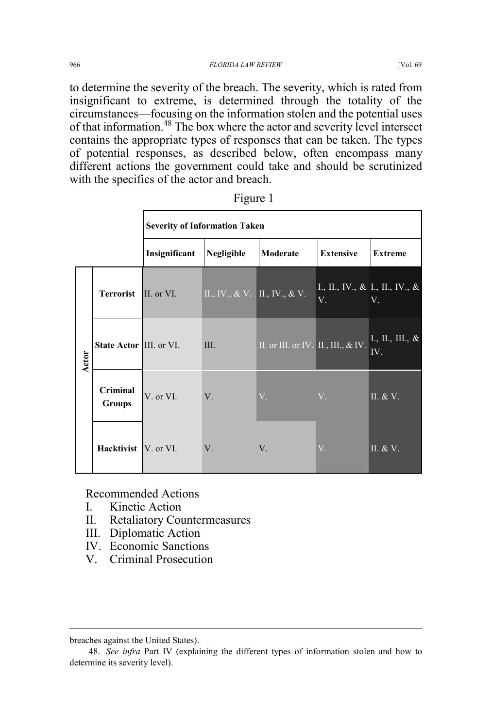to determine the severity of the breach. The severity, which is rated from insignificant to extreme, is determined through the totality of the circumstances—focusing on the information stolen and the potential uses of that information.[48] The box where the actor and severity level intersect contains the appropriate types of responses that can be taken. The types of potential responses, as described below, often encompass many different actions the government could take and should be scrutinized with the specifics of the actor and breach.

Figure 1

| | | **Severity of Information Taken** | | | | |
|---|---|---|---|---|---|---|
| | | **Insignificant** | **Negligible** | **Moderate** | **Extensive** | **Extreme** |
| **Actor** | **Terrorist** | II. or VI. | II., IV., & V. | II., IV., & V. | I., II., IV., & V. | I., II., IV., & V. |
| | **State Actor** | III. or VI. | III. | II. or III. or IV. | II., III., & IV. | I., II., III., & IV. |
| | **Criminal Groups** | V. or VI. | V. | V. | V. | II. & V. |
| | **Hacktivist** | V. or VI. | V. | V. | V. | II. & V. |

Recommended Actions

I. Kinetic Action
II. Retaliatory Countermeasures
III. Diplomatic Action
IV. Economic Sanctions
V. Criminal Prosecution

---

breaches against the United States).

48. *See infra* Part IV (explaining the different types of information stolen and how to determine its severity level).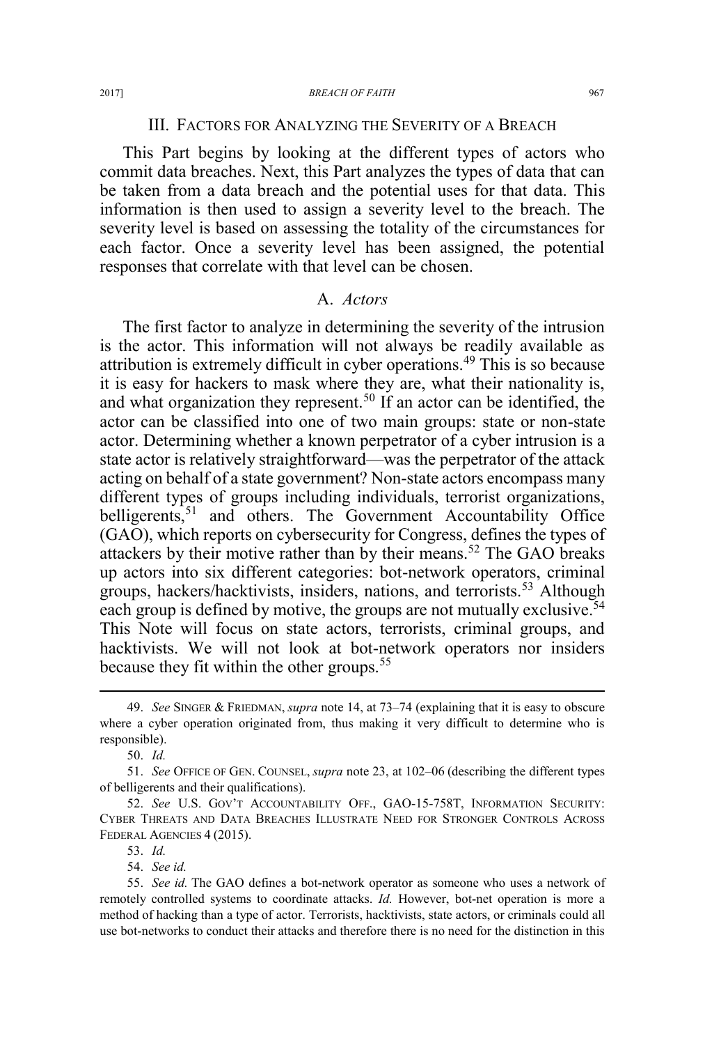## III. Factors for Analyzing the Severity of a Breach

This Part begins by looking at the different types of actors who commit data breaches. Next, this Part analyzes the types of data that can be taken from a data breach and the potential uses for that data. This information is then used to assign a severity level to the breach. The severity level is based on assessing the totality of the circumstances for each factor. Once a severity level has been assigned, the potential responses that correlate with that level can be chosen.

### A. *Actors*

The first factor to analyze in determining the severity of the intrusion is the actor. This information will not always be readily available as attribution is extremely difficult in cyber operations.[49] This is so because it is easy for hackers to mask where they are, what their nationality is, and what organization they represent.[50] If an actor can be identified, the actor can be classified into one of two main groups: state or non-state actor. Determining whether a known perpetrator of a cyber intrusion is a state actor is relatively straightforward—was the perpetrator of the attack acting on behalf of a state government? Non-state actors encompass many different types of groups including individuals, terrorist organizations, belligerents,[51] and others. The Government Accountability Office (GAO), which reports on cybersecurity for Congress, defines the types of attackers by their motive rather than by their means.[52] The GAO breaks up actors into six different categories: bot-network operators, criminal groups, hackers/hacktivists, insiders, nations, and terrorists.[53] Although each group is defined by motive, the groups are not mutually exclusive.[54] This Note will focus on state actors, terrorists, criminal groups, and hacktivists. We will not look at bot-network operators nor insiders because they fit within the other groups.[55]

---

49. *See* SINGER & FRIEDMAN, *supra* note 14, at 73–74 (explaining that it is easy to obscure where a cyber operation originated from, thus making it very difficult to determine who is responsible).

50. *Id.*

51. *See* OFFICE OF GEN. COUNSEL, *supra* note 23, at 102–06 (describing the different types of belligerents and their qualifications).

52. *See* U.S. GOV'T ACCOUNTABILITY OFF., GAO-15-758T, INFORMATION SECURITY: CYBER THREATS AND DATA BREACHES ILLUSTRATE NEED FOR STRONGER CONTROLS ACROSS FEDERAL AGENCIES 4 (2015).

53. *Id.*

54. *See id.*

55. *See id.* The GAO defines a bot-network operator as someone who uses a network of remotely controlled systems to coordinate attacks. *Id.* However, bot-net operation is more a method of hacking than a type of actor. Terrorists, hacktivists, state actors, or criminals could all use bot-networks to conduct their attacks and therefore there is no need for the distinction in this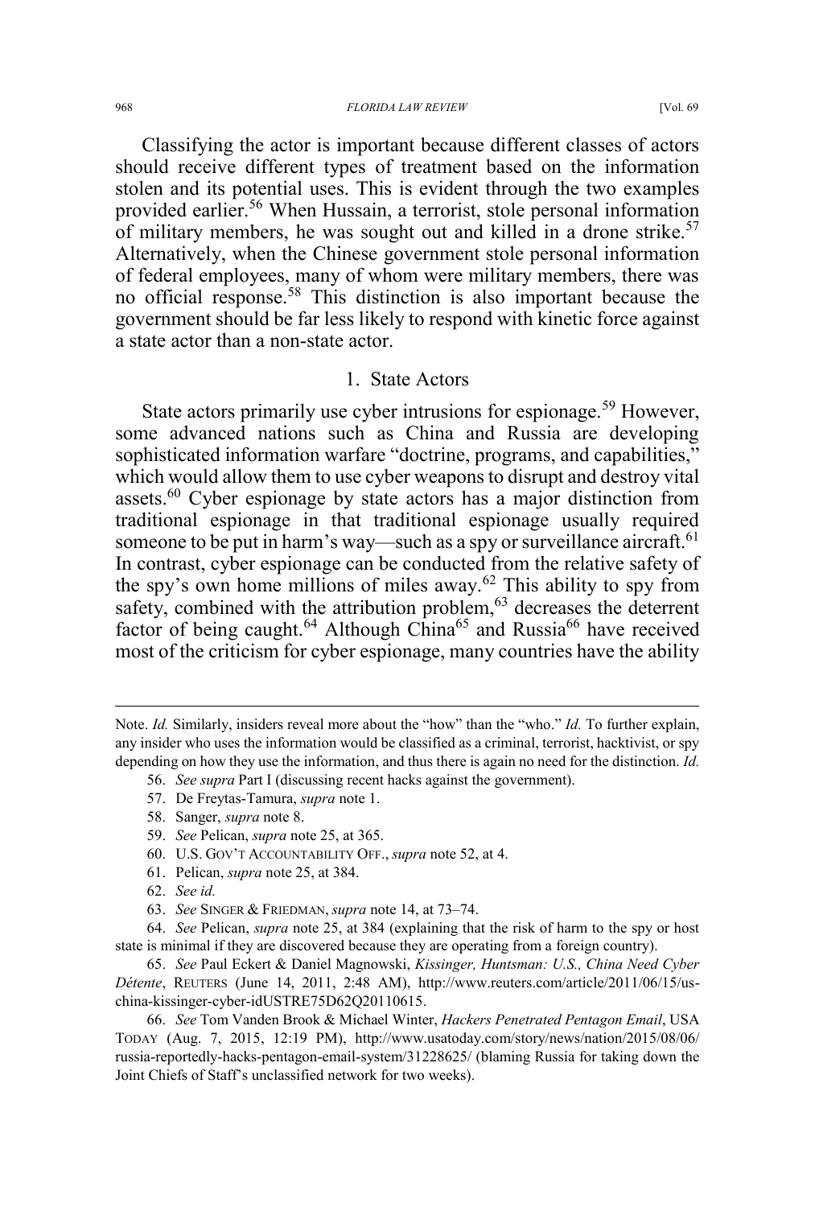Classifying the actor is important because different classes of actors should receive different types of treatment based on the information stolen and its potential uses. This is evident through the two examples provided earlier.[56] When Hussain, a terrorist, stole personal information of military members, he was sought out and killed in a drone strike.[57] Alternatively, when the Chinese government stole personal information of federal employees, many of whom were military members, there was no official response.[58] This distinction is also important because the government should be far less likely to respond with kinetic force against a state actor than a non-state actor.

### 1. State Actors

State actors primarily use cyber intrusions for espionage.[59] However, some advanced nations such as China and Russia are developing sophisticated information warfare "doctrine, programs, and capabilities," which would allow them to use cyber weapons to disrupt and destroy vital assets.[60] Cyber espionage by state actors has a major distinction from traditional espionage in that traditional espionage usually required someone to be put in harm's way—such as a spy or surveillance aircraft.[61] In contrast, cyber espionage can be conducted from the relative safety of the spy's own home millions of miles away.[62] This ability to spy from safety, combined with the attribution problem,[63] decreases the deterrent factor of being caught.[64] Although China[65] and Russia[66] have received most of the criticism for cyber espionage, many countries have the ability

---

Note. *Id.* Similarly, insiders reveal more about the "how" than the "who." *Id.* To further explain, any insider who uses the information would be classified as a criminal, terrorist, hacktivist, or spy depending on how they use the information, and thus there is again no need for the distinction. *Id.*

56. *See supra* Part I (discussing recent hacks against the government).

57. De Freytas-Tamura, *supra* note 1.

58. Sanger, *supra* note 8.

59. *See* Pelican, *supra* note 25, at 365.

60. U.S. GOV'T ACCOUNTABILITY OFF., *supra* note 52, at 4.

61. Pelican, *supra* note 25, at 384.

62. *See id.*

63. *See* SINGER & FRIEDMAN, *supra* note 14, at 73–74.

64. *See* Pelican, *supra* note 25, at 384 (explaining that the risk of harm to the spy or host state is minimal if they are discovered because they are operating from a foreign country).

65. *See* Paul Eckert & Daniel Magnowski, *Kissinger, Huntsman: U.S., China Need Cyber Détente*, REUTERS (June 14, 2011, 2:48 AM), http://www.reuters.com/article/2011/06/15/us-china-kissinger-cyber-idUSTRE75D62Q20110615.

66. *See* Tom Vanden Brook & Michael Winter, *Hackers Penetrated Pentagon Email*, USA TODAY (Aug. 7, 2015, 12:19 PM), http://www.usatoday.com/story/news/nation/2015/08/06/russia-reportedly-hacks-pentagon-email-system/31228625/ (blaming Russia for taking down the Joint Chiefs of Staff's unclassified network for two weeks).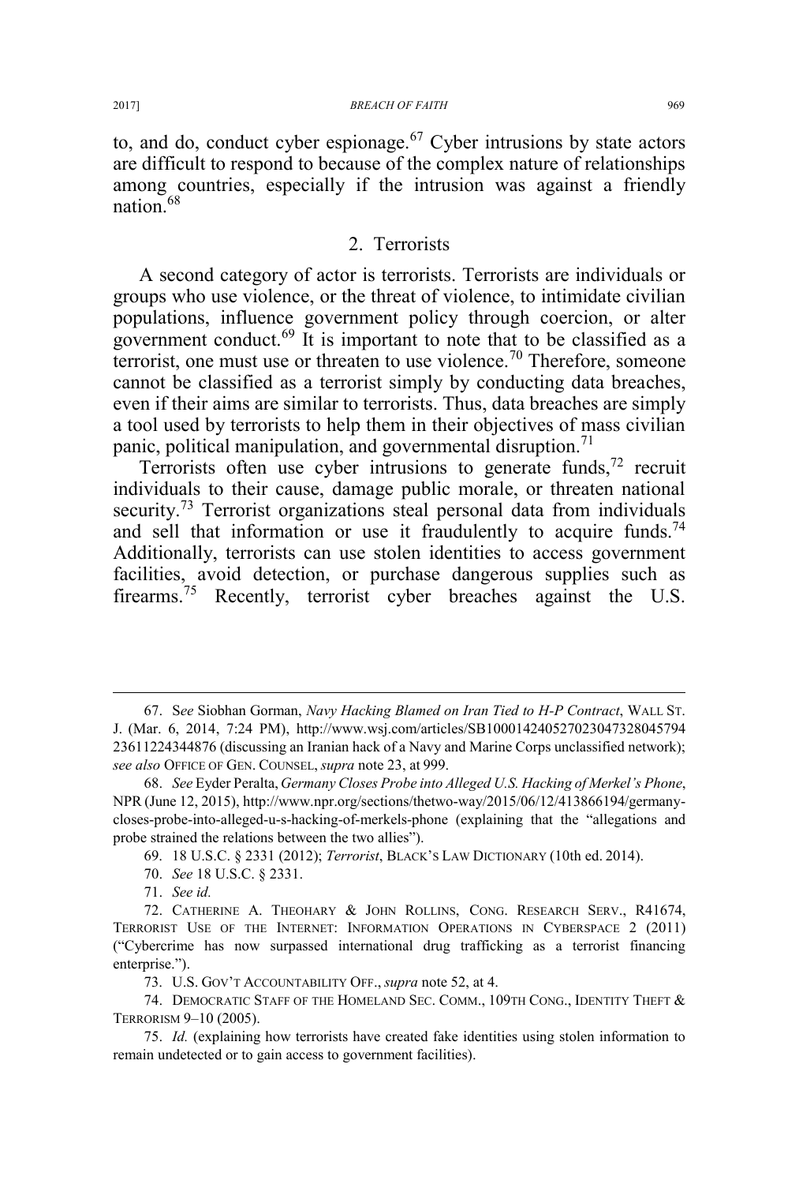to, and do, conduct cyber espionage.[67] Cyber intrusions by state actors are difficult to respond to because of the complex nature of relationships among countries, especially if the intrusion was against a friendly nation.[68]

### 2. Terrorists

A second category of actor is terrorists. Terrorists are individuals or groups who use violence, or the threat of violence, to intimidate civilian populations, influence government policy through coercion, or alter government conduct.[69] It is important to note that to be classified as a terrorist, one must use or threaten to use violence.[70] Therefore, someone cannot be classified as a terrorist simply by conducting data breaches, even if their aims are similar to terrorists. Thus, data breaches are simply a tool used by terrorists to help them in their objectives of mass civilian panic, political manipulation, and governmental disruption.[71]

Terrorists often use cyber intrusions to generate funds,[72] recruit individuals to their cause, damage public morale, or threaten national security.[73] Terrorist organizations steal personal data from individuals and sell that information or use it fraudulently to acquire funds.[74] Additionally, terrorists can use stolen identities to access government facilities, avoid detection, or purchase dangerous supplies such as firearms.[75] Recently, terrorist cyber breaches against the U.S.

---

67. S*ee* Siobhan Gorman, *Navy Hacking Blamed on Iran Tied to H-P Contract*, WALL ST. J. (Mar. 6, 2014, 7:24 PM), http://www.wsj.com/articles/SB10001424052702304732804579423611224344876 (discussing an Iranian hack of a Navy and Marine Corps unclassified network); *see also* OFFICE OF GEN. COUNSEL, *supra* note 23, at 999.

68. *See* Eyder Peralta, *Germany Closes Probe into Alleged U.S. Hacking of Merkel's Phone*, NPR (June 12, 2015), http://www.npr.org/sections/thetwo-way/2015/06/12/413866194/germany-closes-probe-into-alleged-u-s-hacking-of-merkels-phone (explaining that the "allegations and probe strained the relations between the two allies").

69. 18 U.S.C. § 2331 (2012); *Terrorist*, BLACK'S LAW DICTIONARY (10th ed. 2014).

70. *See* 18 U.S.C. § 2331.

71. *See id.*

72. CATHERINE A. THEOHARY & JOHN ROLLINS, CONG. RESEARCH SERV., R41674, TERRORIST USE OF THE INTERNET: INFORMATION OPERATIONS IN CYBERSPACE 2 (2011) ("Cybercrime has now surpassed international drug trafficking as a terrorist financing enterprise.").

73. U.S. GOV'T ACCOUNTABILITY OFF., *supra* note 52, at 4.

74. DEMOCRATIC STAFF OF THE HOMELAND SEC. COMM., 109TH CONG., IDENTITY THEFT & TERRORISM 9–10 (2005).

75. *Id.* (explaining how terrorists have created fake identities using stolen information to remain undetected or to gain access to government facilities).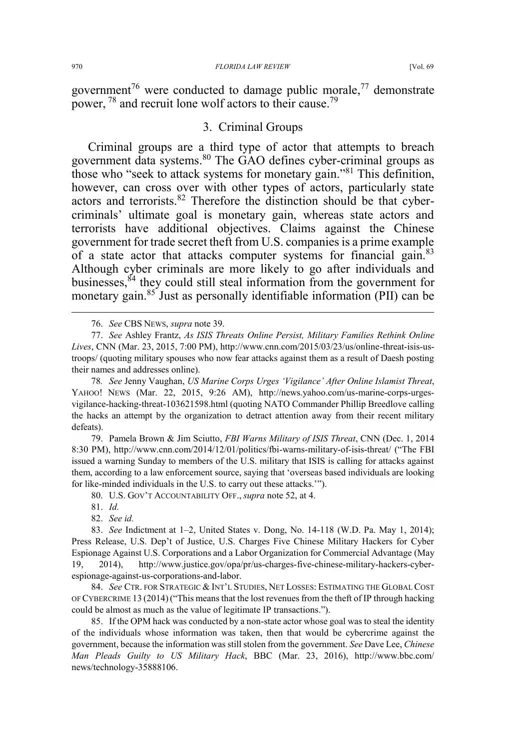government[76] were conducted to damage public morale,[77] demonstrate power, [78] and recruit lone wolf actors to their cause.[79]

### 3. Criminal Groups

Criminal groups are a third type of actor that attempts to breach government data systems.[80] The GAO defines cyber-criminal groups as those who "seek to attack systems for monetary gain."[81] This definition, however, can cross over with other types of actors, particularly state actors and terrorists.[82] Therefore the distinction should be that cyber-criminals' ultimate goal is monetary gain, whereas state actors and terrorists have additional objectives. Claims against the Chinese government for trade secret theft from U.S. companies is a prime example of a state actor that attacks computer systems for financial gain.[83] Although cyber criminals are more likely to go after individuals and businesses,[84] they could still steal information from the government for monetary gain.[85] Just as personally identifiable information (PII) can be

---

76. *See* CBS NEWS, *supra* note 39.

77. *See* Ashley Frantz, *As ISIS Threats Online Persist, Military Families Rethink Online Lives*, CNN (Mar. 23, 2015, 7:00 PM), http://www.cnn.com/2015/03/23/us/online-threat-isis-us-troops/ (quoting military spouses who now fear attacks against them as a result of Daesh posting their names and addresses online).

78. *See* Jenny Vaughan, *US Marine Corps Urges 'Vigilance' After Online Islamist Threat*, YAHOO! NEWS (Mar. 22, 2015, 9:26 AM), http://news.yahoo.com/us-marine-corps-urges-vigilance-hacking-threat-103621598.html (quoting NATO Commander Phillip Breedlove calling the hacks an attempt by the organization to detract attention away from their recent military defeats).

79. Pamela Brown & Jim Sciutto, *FBI Warns Military of ISIS Threat*, CNN (Dec. 1, 2014 8:30 PM), http://www.cnn.com/2014/12/01/politics/fbi-warns-military-of-isis-threat/ ("The FBI issued a warning Sunday to members of the U.S. military that ISIS is calling for attacks against them, according to a law enforcement source, saying that 'overseas based individuals are looking for like-minded individuals in the U.S. to carry out these attacks.'").

80. U.S. GOV'T ACCOUNTABILITY OFF., *supra* note 52, at 4.

81. *Id.*

82. *See id.*

83. *See* Indictment at 1–2, United States v. Dong, No. 14-118 (W.D. Pa. May 1, 2014); Press Release, U.S. Dep't of Justice, U.S. Charges Five Chinese Military Hackers for Cyber Espionage Against U.S. Corporations and a Labor Organization for Commercial Advantage (May 19, 2014), http://www.justice.gov/opa/pr/us-charges-five-chinese-military-hackers-cyber-espionage-against-us-corporations-and-labor.

84. *See* CTR. FOR STRATEGIC & INT'L STUDIES, NET LOSSES: ESTIMATING THE GLOBAL COST OF CYBERCRIME 13 (2014) ("This means that the lost revenues from the theft of IP through hacking could be almost as much as the value of legitimate IP transactions.").

85. If the OPM hack was conducted by a non-state actor whose goal was to steal the identity of the individuals whose information was taken, then that would be cybercrime against the government, because the information was still stolen from the government. *See* Dave Lee, *Chinese Man Pleads Guilty to US Military Hack*, BBC (Mar. 23, 2016), http://www.bbc.com/news/technology-35888106.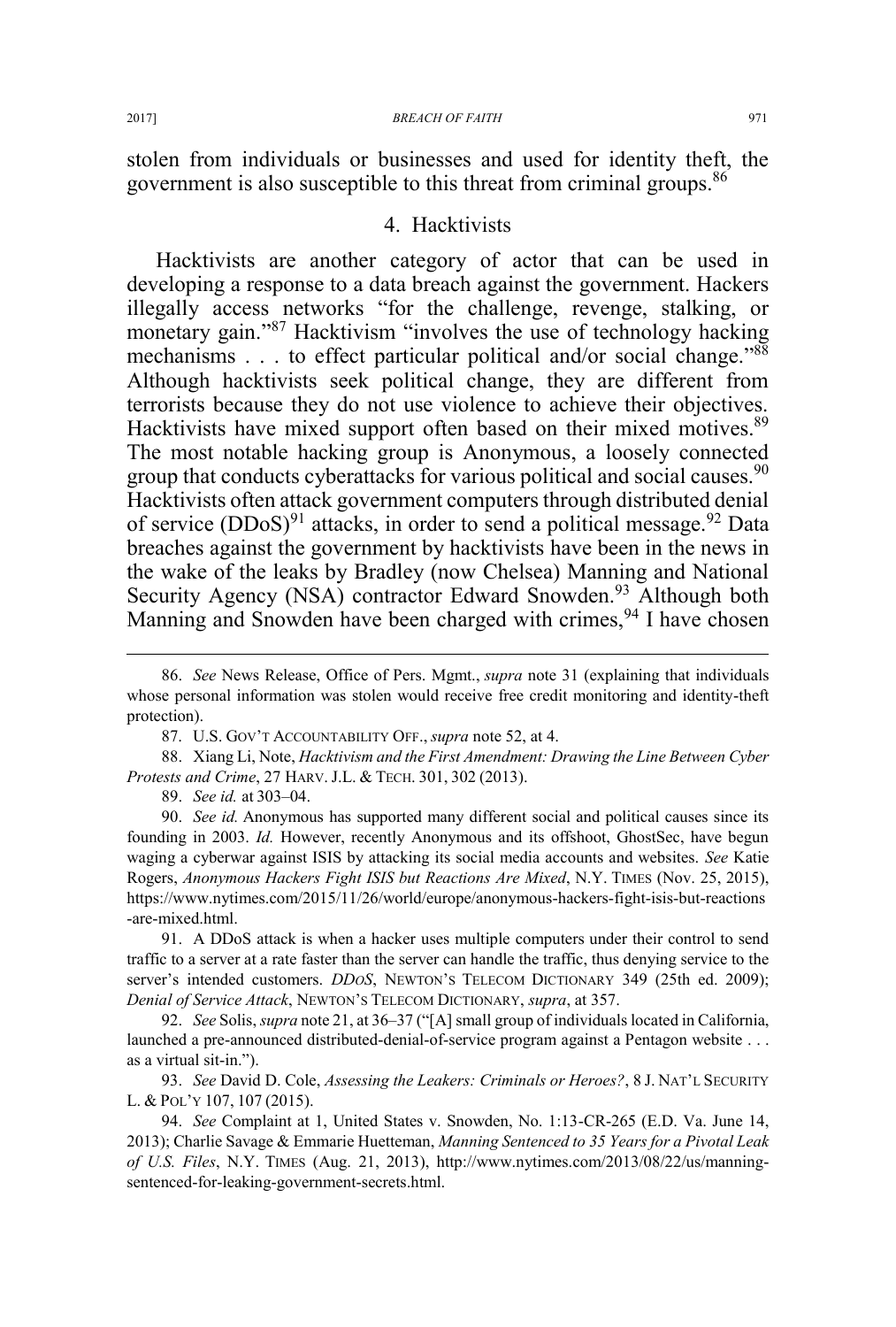stolen from individuals or businesses and used for identity theft, the government is also susceptible to this threat from criminal groups.[86]

### 4. Hacktivists

Hacktivists are another category of actor that can be used in developing a response to a data breach against the government. Hackers illegally access networks "for the challenge, revenge, stalking, or monetary gain."[87] Hacktivism "involves the use of technology hacking mechanisms . . . to effect particular political and/or social change."[88] Although hacktivists seek political change, they are different from terrorists because they do not use violence to achieve their objectives. Hacktivists have mixed support often based on their mixed motives.[89] The most notable hacking group is Anonymous, a loosely connected group that conducts cyberattacks for various political and social causes.[90] Hacktivists often attack government computers through distributed denial of service (DDoS)[91] attacks, in order to send a political message.[92] Data breaches against the government by hacktivists have been in the news in the wake of the leaks by Bradley (now Chelsea) Manning and National Security Agency (NSA) contractor Edward Snowden.[93] Although both Manning and Snowden have been charged with crimes,[94] I have chosen

---

86. *See* News Release, Office of Pers. Mgmt., *supra* note 31 (explaining that individuals whose personal information was stolen would receive free credit monitoring and identity-theft protection).

87. U.S. GOV'T ACCOUNTABILITY OFF., *supra* note 52, at 4.

88. Xiang Li, Note, *Hacktivism and the First Amendment: Drawing the Line Between Cyber Protests and Crime*, 27 HARV. J.L. & TECH. 301, 302 (2013).

89. *See id.* at 303–04.

90. *See id.* Anonymous has supported many different social and political causes since its founding in 2003. *Id.* However, recently Anonymous and its offshoot, GhostSec, have begun waging a cyberwar against ISIS by attacking its social media accounts and websites. *See* Katie Rogers, *Anonymous Hackers Fight ISIS but Reactions Are Mixed*, N.Y. TIMES (Nov. 25, 2015), https://www.nytimes.com/2015/11/26/world/europe/anonymous-hackers-fight-isis-but-reactions-are-mixed.html.

91. A DDoS attack is when a hacker uses multiple computers under their control to send traffic to a server at a rate faster than the server can handle the traffic, thus denying service to the server's intended customers. *DDoS*, NEWTON'S TELECOM DICTIONARY 349 (25th ed. 2009); *Denial of Service Attack*, NEWTON'S TELECOM DICTIONARY, *supra*, at 357.

92. *See* Solis, *supra* note 21, at 36–37 ("[A] small group of individuals located in California, launched a pre-announced distributed-denial-of-service program against a Pentagon website . . . as a virtual sit-in.").

93. *See* David D. Cole, *Assessing the Leakers: Criminals or Heroes?*, 8 J. NAT'L SECURITY L. & POL'Y 107, 107 (2015).

94. *See* Complaint at 1, United States v. Snowden, No. 1:13-CR-265 (E.D. Va. June 14, 2013); Charlie Savage & Emmarie Huetteman, *Manning Sentenced to 35 Years for a Pivotal Leak of U.S. Files*, N.Y. TIMES (Aug. 21, 2013), http://www.nytimes.com/2013/08/22/us/manning-sentenced-for-leaking-government-secrets.html.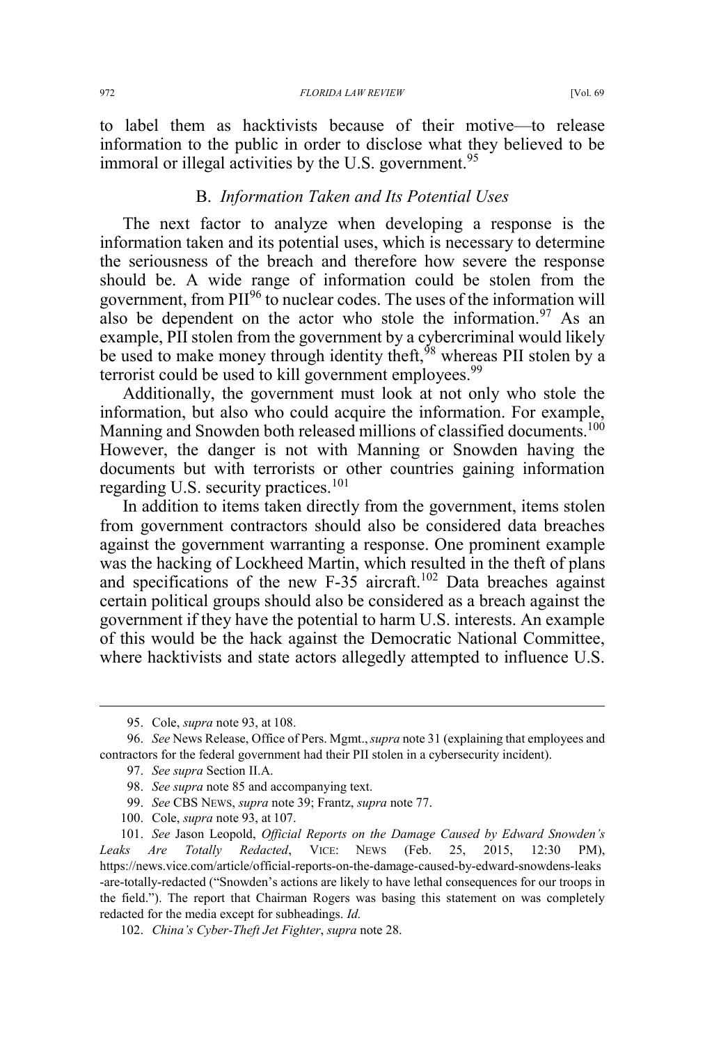to label them as hacktivists because of their motive—to release information to the public in order to disclose what they believed to be immoral or illegal activities by the U.S. government.[95]

## B. *Information Taken and Its Potential Uses*

The next factor to analyze when developing a response is the information taken and its potential uses, which is necessary to determine the seriousness of the breach and therefore how severe the response should be. A wide range of information could be stolen from the government, from PII[96] to nuclear codes. The uses of the information will also be dependent on the actor who stole the information.[97] As an example, PII stolen from the government by a cybercriminal would likely be used to make money through identity theft,[98] whereas PII stolen by a terrorist could be used to kill government employees.[99]

Additionally, the government must look at not only who stole the information, but also who could acquire the information. For example, Manning and Snowden both released millions of classified documents.[100] However, the danger is not with Manning or Snowden having the documents but with terrorists or other countries gaining information regarding U.S. security practices.[101]

In addition to items taken directly from the government, items stolen from government contractors should also be considered data breaches against the government warranting a response. One prominent example was the hacking of Lockheed Martin, which resulted in the theft of plans and specifications of the new F-35 aircraft.[102] Data breaches against certain political groups should also be considered as a breach against the government if they have the potential to harm U.S. interests. An example of this would be the hack against the Democratic National Committee, where hacktivists and state actors allegedly attempted to influence U.S.

---

95. Cole, *supra* note 93, at 108.

96. *See* News Release, Office of Pers. Mgmt., *supra* note 31 (explaining that employees and contractors for the federal government had their PII stolen in a cybersecurity incident).

97. *See supra* Section II.A.

98. *See supra* note 85 and accompanying text.

99. *See* CBS NEWS, *supra* note 39; Frantz, *supra* note 77.

100. Cole, *supra* note 93, at 107.

101. *See* Jason Leopold, *Official Reports on the Damage Caused by Edward Snowden's Leaks Are Totally Redacted*, VICE: NEWS (Feb. 25, 2015, 12:30 PM), https://news.vice.com/article/official-reports-on-the-damage-caused-by-edward-snowdens-leaks-are-totally-redacted ("Snowden's actions are likely to have lethal consequences for our troops in the field."). The report that Chairman Rogers was basing this statement on was completely redacted for the media except for subheadings. *Id.*

102. *China's Cyber-Theft Jet Fighter*, *supra* note 28.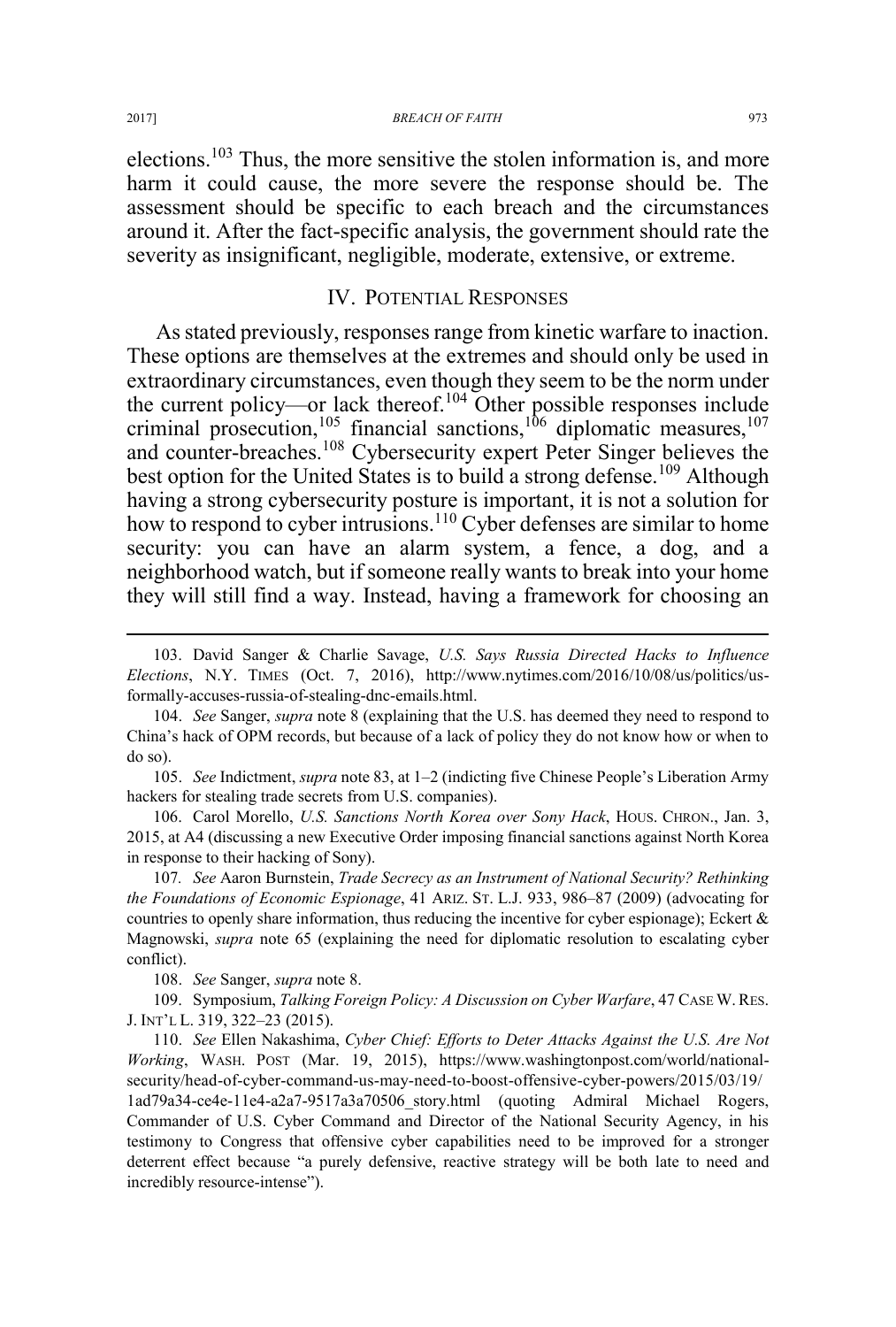elections.[103] Thus, the more sensitive the stolen information is, and more harm it could cause, the more severe the response should be. The assessment should be specific to each breach and the circumstances around it. After the fact-specific analysis, the government should rate the severity as insignificant, negligible, moderate, extensive, or extreme.

## IV. POTENTIAL RESPONSES

As stated previously, responses range from kinetic warfare to inaction. These options are themselves at the extremes and should only be used in extraordinary circumstances, even though they seem to be the norm under the current policy—or lack thereof.[104] Other possible responses include criminal prosecution,[105] financial sanctions,[106] diplomatic measures,[107] and counter-breaches.[108] Cybersecurity expert Peter Singer believes the best option for the United States is to build a strong defense.[109] Although having a strong cybersecurity posture is important, it is not a solution for how to respond to cyber intrusions.[110] Cyber defenses are similar to home security: you can have an alarm system, a fence, a dog, and a neighborhood watch, but if someone really wants to break into your home they will still find a way. Instead, having a framework for choosing an

---

103. David Sanger & Charlie Savage, *U.S. Says Russia Directed Hacks to Influence Elections*, N.Y. TIMES (Oct. 7, 2016), http://www.nytimes.com/2016/10/08/us/politics/us-formally-accuses-russia-of-stealing-dnc-emails.html.

104. *See* Sanger, *supra* note 8 (explaining that the U.S. has deemed they need to respond to China's hack of OPM records, but because of a lack of policy they do not know how or when to do so).

105. *See* Indictment, *supra* note 83, at 1–2 (indicting five Chinese People's Liberation Army hackers for stealing trade secrets from U.S. companies).

106. Carol Morello, *U.S. Sanctions North Korea over Sony Hack*, HOUS. CHRON., Jan. 3, 2015, at A4 (discussing a new Executive Order imposing financial sanctions against North Korea in response to their hacking of Sony).

107. *See* Aaron Burnstein, *Trade Secrecy as an Instrument of National Security? Rethinking the Foundations of Economic Espionage*, 41 ARIZ. ST. L.J. 933, 986–87 (2009) (advocating for countries to openly share information, thus reducing the incentive for cyber espionage); Eckert & Magnowski, *supra* note 65 (explaining the need for diplomatic resolution to escalating cyber conflict).

108. *See* Sanger, *supra* note 8.

109. Symposium, *Talking Foreign Policy: A Discussion on Cyber Warfare*, 47 CASE W. RES. J. INT'L L. 319, 322–23 (2015).

110. *See* Ellen Nakashima, *Cyber Chief: Efforts to Deter Attacks Against the U.S. Are Not Working*, WASH. POST (Mar. 19, 2015), https://www.washingtonpost.com/world/national-security/head-of-cyber-command-us-may-need-to-boost-offensive-cyber-powers/2015/03/19/1ad79a34-ce4e-11e4-a2a7-9517a3a70506_story.html (quoting Admiral Michael Rogers, Commander of U.S. Cyber Command and Director of the National Security Agency, in his testimony to Congress that offensive cyber capabilities need to be improved for a stronger deterrent effect because "a purely defensive, reactive strategy will be both late to need and incredibly resource-intense").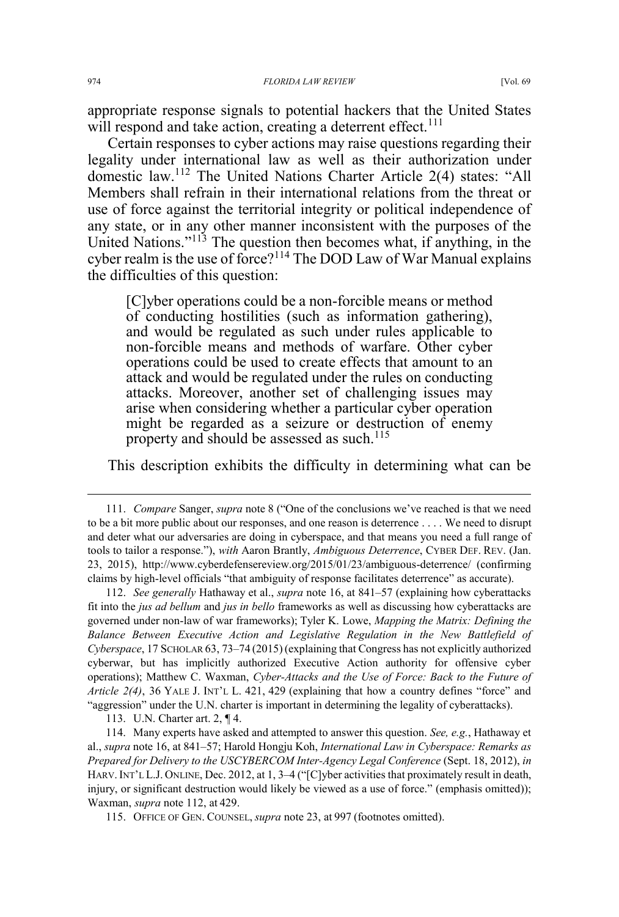appropriate response signals to potential hackers that the United States will respond and take action, creating a deterrent effect.[111]

Certain responses to cyber actions may raise questions regarding their legality under international law as well as their authorization under domestic law.[112] The United Nations Charter Article 2(4) states: "All Members shall refrain in their international relations from the threat or use of force against the territorial integrity or political independence of any state, or in any other manner inconsistent with the purposes of the United Nations."[113] The question then becomes what, if anything, in the cyber realm is the use of force?[114] The DOD Law of War Manual explains the difficulties of this question:

> [C]yber operations could be a non-forcible means or method of conducting hostilities (such as information gathering), and would be regulated as such under rules applicable to non-forcible means and methods of warfare. Other cyber operations could be used to create effects that amount to an attack and would be regulated under the rules on conducting attacks. Moreover, another set of challenging issues may arise when considering whether a particular cyber operation might be regarded as a seizure or destruction of enemy property and should be assessed as such.[115]

This description exhibits the difficulty in determining what can be

---

111. *Compare* Sanger, *supra* note 8 ("One of the conclusions we've reached is that we need to be a bit more public about our responses, and one reason is deterrence . . . . We need to disrupt and deter what our adversaries are doing in cyberspace, and that means you need a full range of tools to tailor a response."), *with* Aaron Brantly, *Ambiguous Deterrence*, CYBER DEF. REV. (Jan. 23, 2015), http://www.cyberdefensereview.org/2015/01/23/ambiguous-deterrence/ (confirming claims by high-level officials "that ambiguity of response facilitates deterrence" as accurate).

112. *See generally* Hathaway et al., *supra* note 16, at 841–57 (explaining how cyberattacks fit into the *jus ad bellum* and *jus in bello* frameworks as well as discussing how cyberattacks are governed under non-law of war frameworks); Tyler K. Lowe, *Mapping the Matrix: Defining the Balance Between Executive Action and Legislative Regulation in the New Battlefield of Cyberspace*, 17 SCHOLAR 63, 73–74 (2015) (explaining that Congress has not explicitly authorized cyberwar, but has implicitly authorized Executive Action authority for offensive cyber operations); Matthew C. Waxman, *Cyber-Attacks and the Use of Force: Back to the Future of Article 2(4)*, 36 YALE J. INT'L L. 421, 429 (explaining that how a country defines "force" and "aggression" under the U.N. charter is important in determining the legality of cyberattacks).

113. U.N. Charter art. 2, ¶ 4.

114. Many experts have asked and attempted to answer this question. *See, e.g.*, Hathaway et al., *supra* note 16, at 841–57; Harold Hongju Koh, *International Law in Cyberspace: Remarks as Prepared for Delivery to the USCYBERCOM Inter-Agency Legal Conference* (Sept. 18, 2012), *in* HARV. INT'L L.J. ONLINE, Dec. 2012, at 1, 3–4 ("[C]yber activities that proximately result in death, injury, or significant destruction would likely be viewed as a use of force." (emphasis omitted)); Waxman, *supra* note 112, at 429.

115. OFFICE OF GEN. COUNSEL, *supra* note 23, at 997 (footnotes omitted).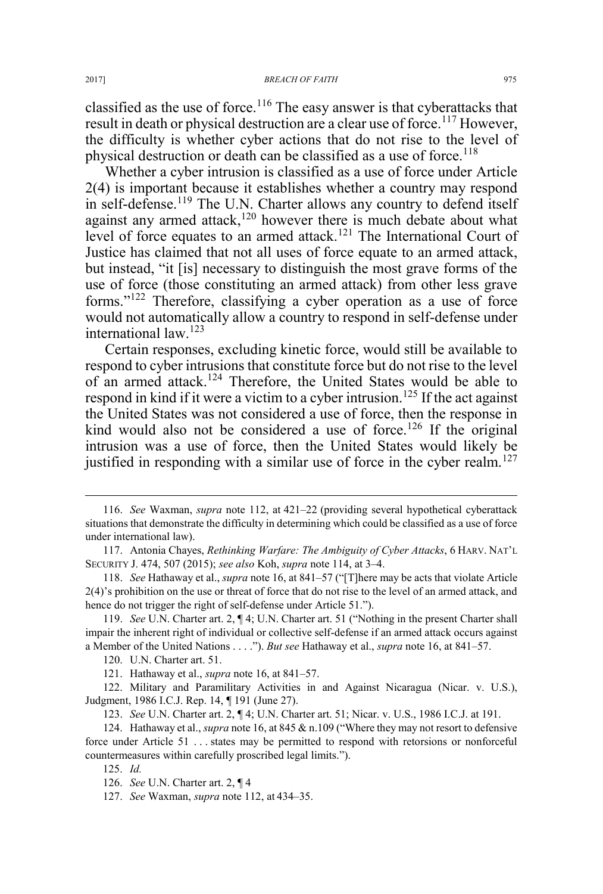classified as the use of force.[116] The easy answer is that cyberattacks that result in death or physical destruction are a clear use of force.[117] However, the difficulty is whether cyber actions that do not rise to the level of physical destruction or death can be classified as a use of force.[118]

Whether a cyber intrusion is classified as a use of force under Article 2(4) is important because it establishes whether a country may respond in self-defense.[119] The U.N. Charter allows any country to defend itself against any armed attack,[120] however there is much debate about what level of force equates to an armed attack.[121] The International Court of Justice has claimed that not all uses of force equate to an armed attack, but instead, "it [is] necessary to distinguish the most grave forms of the use of force (those constituting an armed attack) from other less grave forms."[122] Therefore, classifying a cyber operation as a use of force would not automatically allow a country to respond in self-defense under international law.[123]

Certain responses, excluding kinetic force, would still be available to respond to cyber intrusions that constitute force but do not rise to the level of an armed attack.[124] Therefore, the United States would be able to respond in kind if it were a victim to a cyber intrusion.[125] If the act against the United States was not considered a use of force, then the response in kind would also not be considered a use of force.[126] If the original intrusion was a use of force, then the United States would likely be justified in responding with a similar use of force in the cyber realm.[127]

---

116. *See* Waxman, *supra* note 112, at 421–22 (providing several hypothetical cyberattack situations that demonstrate the difficulty in determining which could be classified as a use of force under international law).

117. Antonia Chayes, *Rethinking Warfare: The Ambiguity of Cyber Attacks*, 6 HARV. NAT'L SECURITY J. 474, 507 (2015); *see also* Koh, *supra* note 114, at 3–4.

118. *See* Hathaway et al., *supra* note 16, at 841–57 ("[T]here may be acts that violate Article 2(4)'s prohibition on the use or threat of force that do not rise to the level of an armed attack, and hence do not trigger the right of self-defense under Article 51.").

119. *See* U.N. Charter art. 2, ¶ 4; U.N. Charter art. 51 ("Nothing in the present Charter shall impair the inherent right of individual or collective self-defense if an armed attack occurs against a Member of the United Nations . . . ."). *But see* Hathaway et al., *supra* note 16, at 841–57.

120. U.N. Charter art. 51.

121. Hathaway et al., *supra* note 16, at 841–57.

122. Military and Paramilitary Activities in and Against Nicaragua (Nicar. v. U.S.), Judgment, 1986 I.C.J. Rep. 14, ¶ 191 (June 27).

123. *See* U.N. Charter art. 2, ¶ 4; U.N. Charter art. 51; Nicar. v. U.S., 1986 I.C.J. at 191.

124. Hathaway et al., *supra* note 16, at 845 & n.109 ("Where they may not resort to defensive force under Article 51 . . . states may be permitted to respond with retorsions or nonforceful countermeasures within carefully proscribed legal limits.").

125. *Id.*

126. *See* U.N. Charter art. 2, ¶ 4

127. *See* Waxman, *supra* note 112, at 434–35.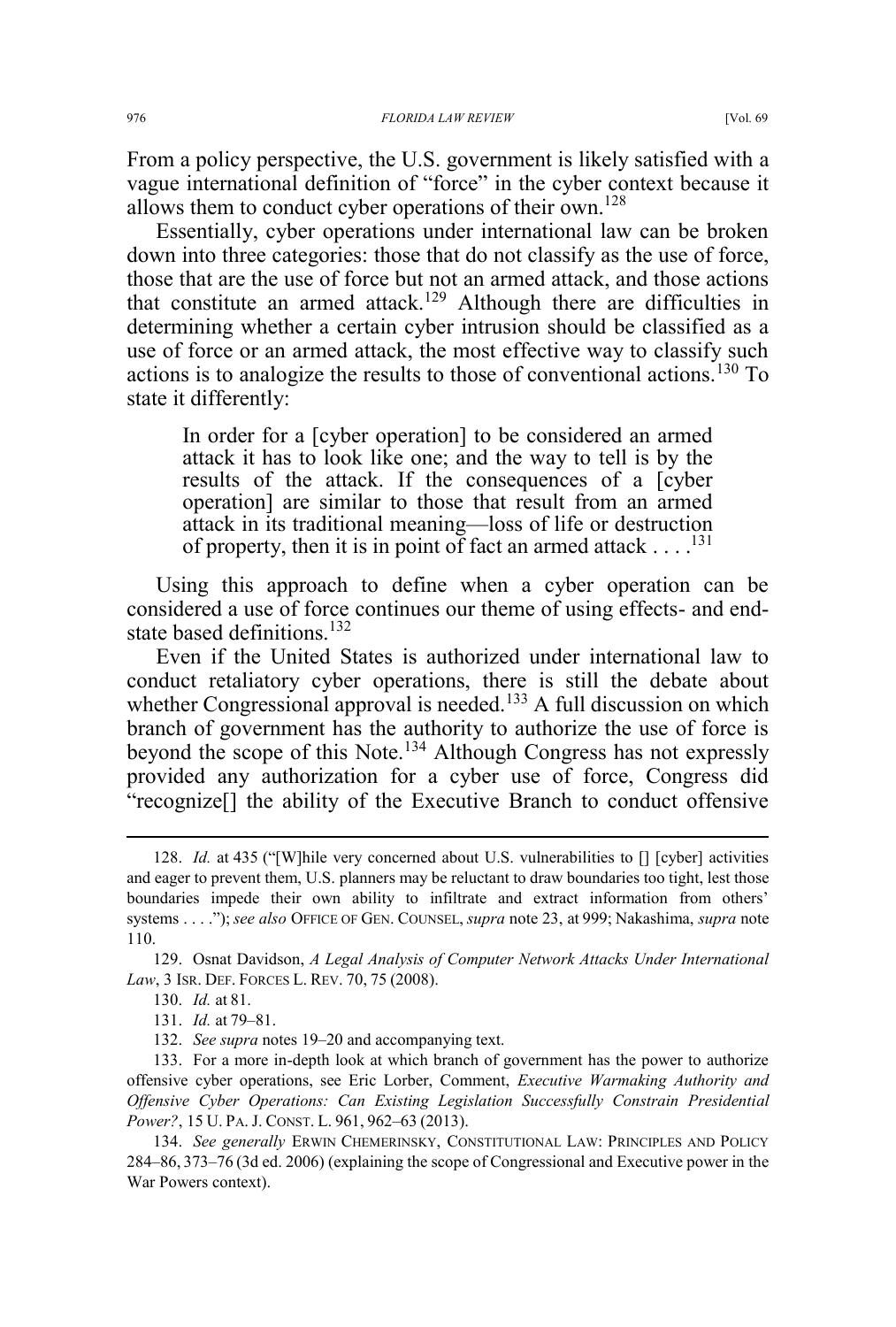From a policy perspective, the U.S. government is likely satisfied with a vague international definition of "force" in the cyber context because it allows them to conduct cyber operations of their own.[128]

Essentially, cyber operations under international law can be broken down into three categories: those that do not classify as the use of force, those that are the use of force but not an armed attack, and those actions that constitute an armed attack.[129] Although there are difficulties in determining whether a certain cyber intrusion should be classified as a use of force or an armed attack, the most effective way to classify such actions is to analogize the results to those of conventional actions.[130] To state it differently:

> In order for a [cyber operation] to be considered an armed attack it has to look like one; and the way to tell is by the results of the attack. If the consequences of a [cyber operation] are similar to those that result from an armed attack in its traditional meaning—loss of life or destruction of property, then it is in point of fact an armed attack . . . .[131]

Using this approach to define when a cyber operation can be considered a use of force continues our theme of using effects- and end-state based definitions.[132]

Even if the United States is authorized under international law to conduct retaliatory cyber operations, there is still the debate about whether Congressional approval is needed.[133] A full discussion on which branch of government has the authority to authorize the use of force is beyond the scope of this Note.[134] Although Congress has not expressly provided any authorization for a cyber use of force, Congress did "recognize[] the ability of the Executive Branch to conduct offensive

---

128. *Id.* at 435 ("[W]hile very concerned about U.S. vulnerabilities to [] [cyber] activities and eager to prevent them, U.S. planners may be reluctant to draw boundaries too tight, lest those boundaries impede their own ability to infiltrate and extract information from others' systems . . . ."); *see also* OFFICE OF GEN. COUNSEL, *supra* note 23, at 999; Nakashima, *supra* note 110.

129. Osnat Davidson, *A Legal Analysis of Computer Network Attacks Under International Law*, 3 ISR. DEF. FORCES L. REV. 70, 75 (2008).

130. *Id.* at 81.

131. *Id.* at 79–81.

132. *See supra* notes 19–20 and accompanying text.

133. For a more in-depth look at which branch of government has the power to authorize offensive cyber operations, see Eric Lorber, Comment, *Executive Warmaking Authority and Offensive Cyber Operations: Can Existing Legislation Successfully Constrain Presidential Power?*, 15 U. PA. J. CONST. L. 961, 962–63 (2013).

134. *See generally* ERWIN CHEMERINSKY, CONSTITUTIONAL LAW: PRINCIPLES AND POLICY 284–86, 373–76 (3d ed. 2006) (explaining the scope of Congressional and Executive power in the War Powers context).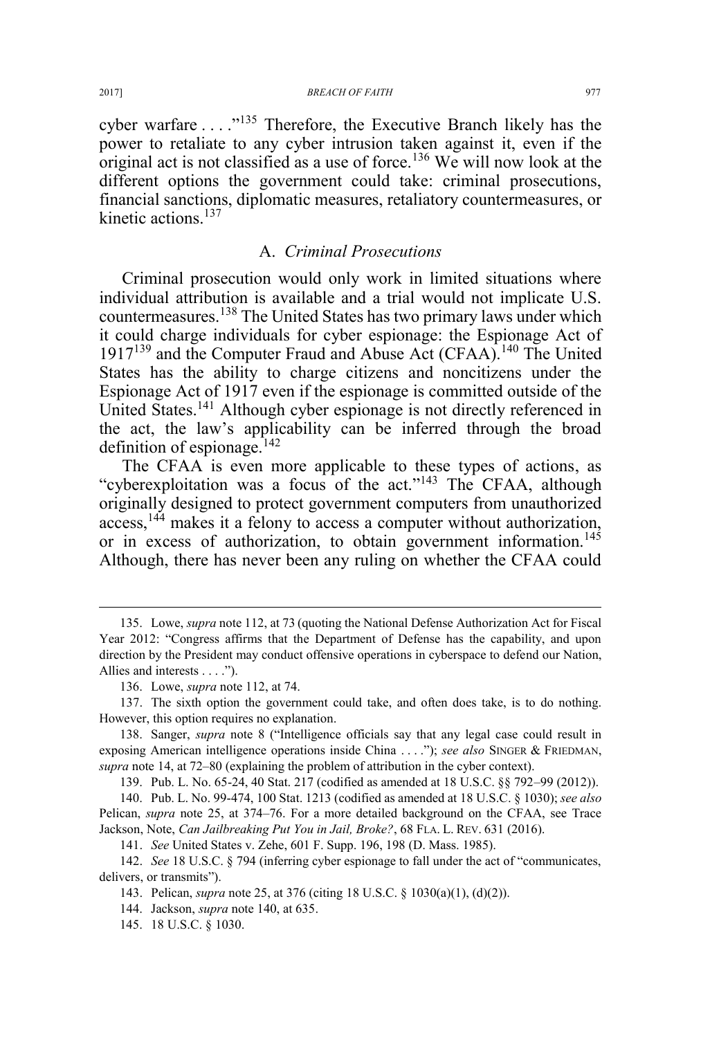cyber warfare . . . ."[135] Therefore, the Executive Branch likely has the power to retaliate to any cyber intrusion taken against it, even if the original act is not classified as a use of force.[136] We will now look at the different options the government could take: criminal prosecutions, financial sanctions, diplomatic measures, retaliatory countermeasures, or kinetic actions.[137]

### A. *Criminal Prosecutions*

Criminal prosecution would only work in limited situations where individual attribution is available and a trial would not implicate U.S. countermeasures.[138] The United States has two primary laws under which it could charge individuals for cyber espionage: the Espionage Act of 1917[139] and the Computer Fraud and Abuse Act (CFAA).[140] The United States has the ability to charge citizens and noncitizens under the Espionage Act of 1917 even if the espionage is committed outside of the United States.[141] Although cyber espionage is not directly referenced in the act, the law's applicability can be inferred through the broad definition of espionage.[142]

The CFAA is even more applicable to these types of actions, as "cyberexploitation was a focus of the act."[143] The CFAA, although originally designed to protect government computers from unauthorized access,[144] makes it a felony to access a computer without authorization, or in excess of authorization, to obtain government information.[145] Although, there has never been any ruling on whether the CFAA could

---

135. Lowe, *supra* note 112, at 73 (quoting the National Defense Authorization Act for Fiscal Year 2012: "Congress affirms that the Department of Defense has the capability, and upon direction by the President may conduct offensive operations in cyberspace to defend our Nation, Allies and interests . . . .").

136. Lowe, *supra* note 112, at 74.

137. The sixth option the government could take, and often does take, is to do nothing. However, this option requires no explanation.

138. Sanger, *supra* note 8 ("Intelligence officials say that any legal case could result in exposing American intelligence operations inside China . . . ."); *see also* SINGER & FRIEDMAN, *supra* note 14, at 72–80 (explaining the problem of attribution in the cyber context).

139. Pub. L. No. 65-24, 40 Stat. 217 (codified as amended at 18 U.S.C. §§ 792–99 (2012)).

140. Pub. L. No. 99-474, 100 Stat. 1213 (codified as amended at 18 U.S.C. § 1030); *see also* Pelican, *supra* note 25, at 374–76. For a more detailed background on the CFAA, see Trace Jackson, Note, *Can Jailbreaking Put You in Jail, Broke?*, 68 FLA. L. REV. 631 (2016).

141. *See* United States v. Zehe, 601 F. Supp. 196, 198 (D. Mass. 1985).

142. *See* 18 U.S.C. § 794 (inferring cyber espionage to fall under the act of "communicates, delivers, or transmits").

143. Pelican, *supra* note 25, at 376 (citing 18 U.S.C. § 1030(a)(1), (d)(2)).

144. Jackson, *supra* note 140, at 635.

145. 18 U.S.C. § 1030.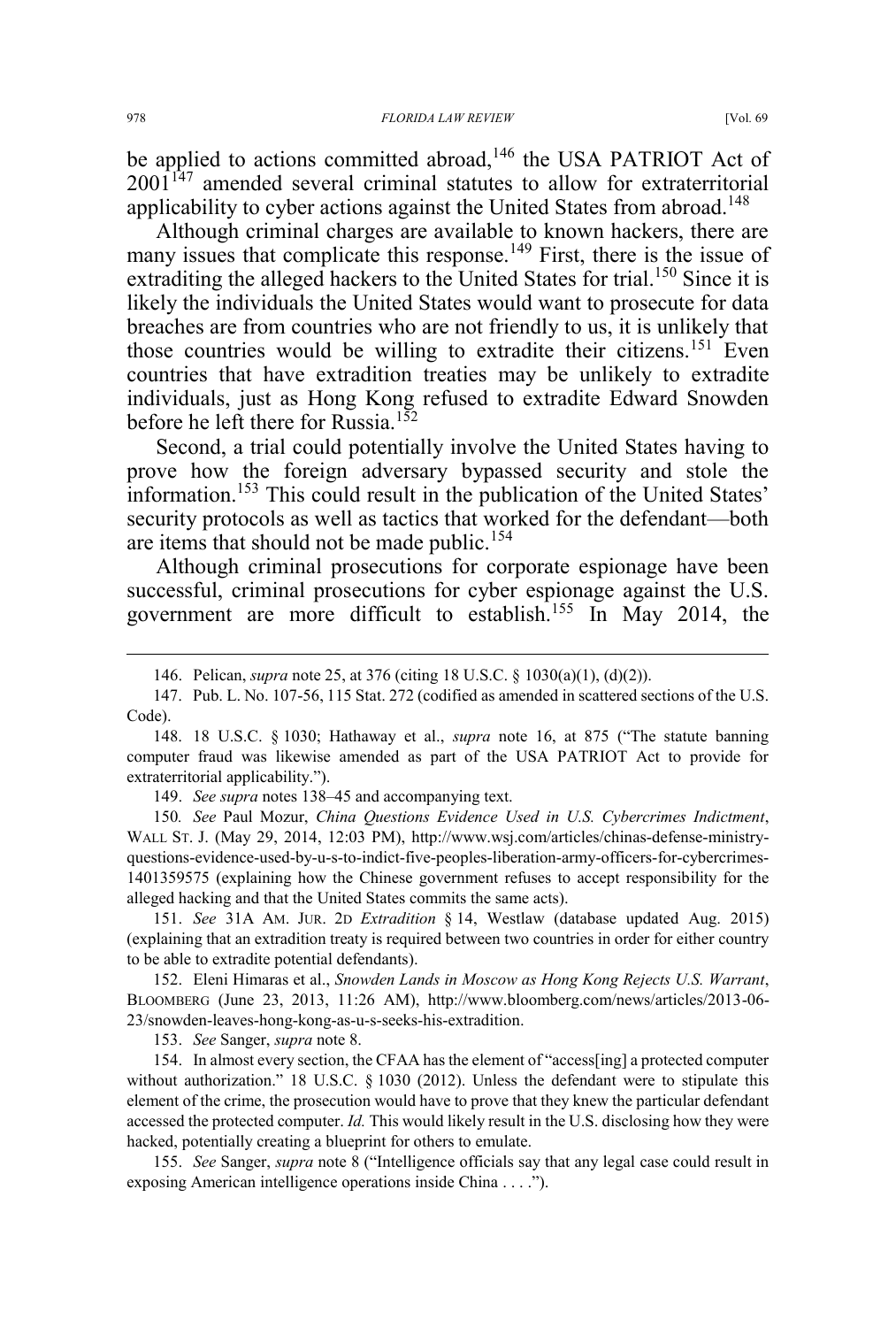be applied to actions committed abroad,[146] the USA PATRIOT Act of 2001[147] amended several criminal statutes to allow for extraterritorial applicability to cyber actions against the United States from abroad.[148]

Although criminal charges are available to known hackers, there are many issues that complicate this response.[149] First, there is the issue of extraditing the alleged hackers to the United States for trial.[150] Since it is likely the individuals the United States would want to prosecute for data breaches are from countries who are not friendly to us, it is unlikely that those countries would be willing to extradite their citizens.[151] Even countries that have extradition treaties may be unlikely to extradite individuals, just as Hong Kong refused to extradite Edward Snowden before he left there for Russia.[152]

Second, a trial could potentially involve the United States having to prove how the foreign adversary bypassed security and stole the information.[153] This could result in the publication of the United States' security protocols as well as tactics that worked for the defendant—both are items that should not be made public.[154]

Although criminal prosecutions for corporate espionage have been successful, criminal prosecutions for cyber espionage against the U.S. government are more difficult to establish.[155] In May 2014, the

---

146. Pelican, *supra* note 25, at 376 (citing 18 U.S.C. § 1030(a)(1), (d)(2)).

147. Pub. L. No. 107-56, 115 Stat. 272 (codified as amended in scattered sections of the U.S. Code).

148. 18 U.S.C. § 1030; Hathaway et al., *supra* note 16, at 875 ("The statute banning computer fraud was likewise amended as part of the USA PATRIOT Act to provide for extraterritorial applicability.").

149. *See supra* notes 138–45 and accompanying text.

150. *See* Paul Mozur, *China Questions Evidence Used in U.S. Cybercrimes Indictment*, WALL ST. J. (May 29, 2014, 12:03 PM), http://www.wsj.com/articles/chinas-defense-ministry-questions-evidence-used-by-u-s-to-indict-five-peoples-liberation-army-officers-for-cybercrimes-1401359575 (explaining how the Chinese government refuses to accept responsibility for the alleged hacking and that the United States commits the same acts).

151. *See* 31A AM. JUR. 2D *Extradition* § 14, Westlaw (database updated Aug. 2015) (explaining that an extradition treaty is required between two countries in order for either country to be able to extradite potential defendants).

152. Eleni Himaras et al., *Snowden Lands in Moscow as Hong Kong Rejects U.S. Warrant*, BLOOMBERG (June 23, 2013, 11:26 AM), http://www.bloomberg.com/news/articles/2013-06-23/snowden-leaves-hong-kong-as-u-s-seeks-his-extradition.

153. *See* Sanger, *supra* note 8.

154. In almost every section, the CFAA has the element of "access[ing] a protected computer without authorization." 18 U.S.C. § 1030 (2012). Unless the defendant were to stipulate this element of the crime, the prosecution would have to prove that they knew the particular defendant accessed the protected computer. *Id.* This would likely result in the U.S. disclosing how they were hacked, potentially creating a blueprint for others to emulate.

155. *See* Sanger, *supra* note 8 ("Intelligence officials say that any legal case could result in exposing American intelligence operations inside China . . . .").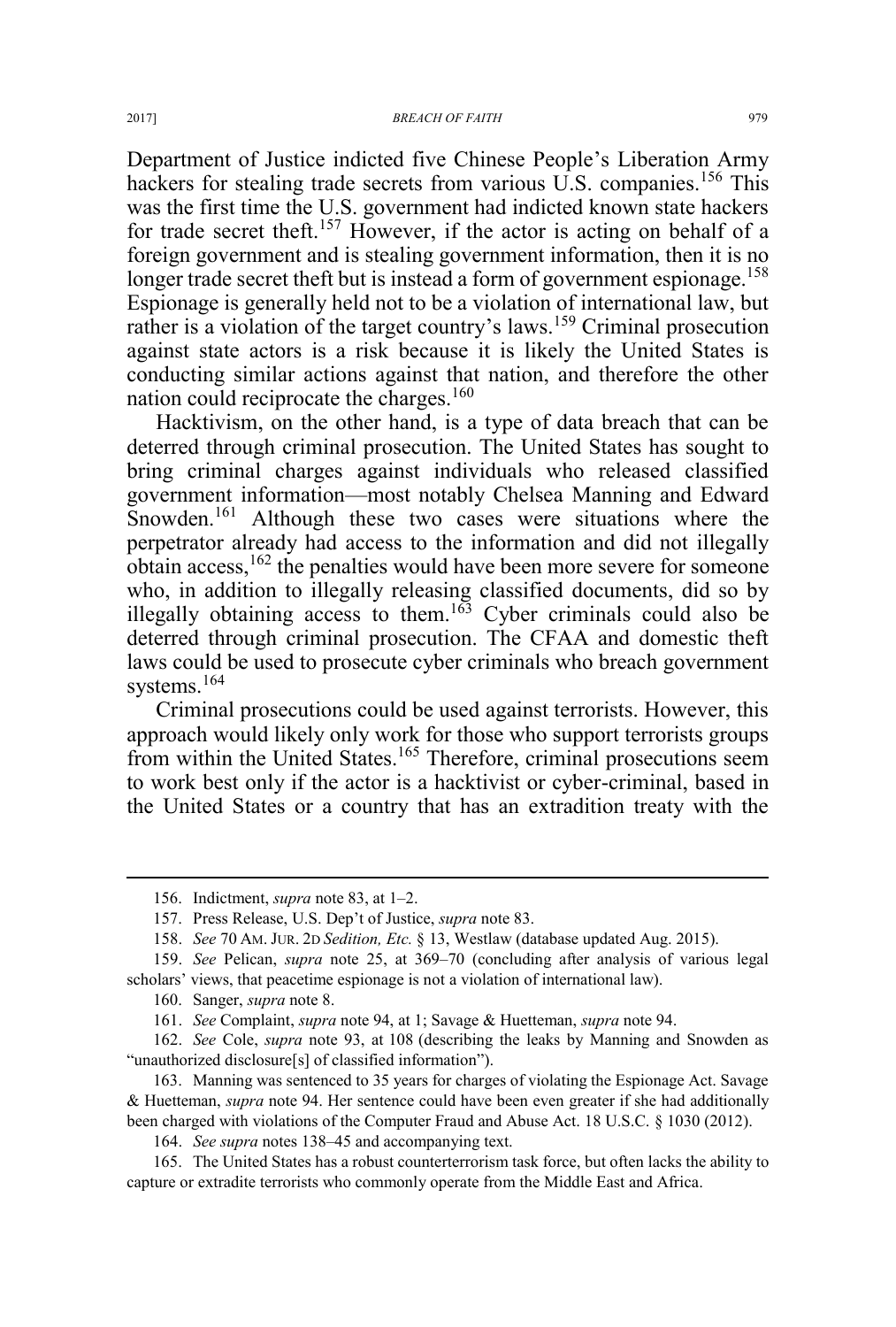Department of Justice indicted five Chinese People's Liberation Army hackers for stealing trade secrets from various U.S. companies.[156] This was the first time the U.S. government had indicted known state hackers for trade secret theft.[157] However, if the actor is acting on behalf of a foreign government and is stealing government information, then it is no longer trade secret theft but is instead a form of government espionage.[158] Espionage is generally held not to be a violation of international law, but rather is a violation of the target country's laws.[159] Criminal prosecution against state actors is a risk because it is likely the United States is conducting similar actions against that nation, and therefore the other nation could reciprocate the charges.[160]

Hacktivism, on the other hand, is a type of data breach that can be deterred through criminal prosecution. The United States has sought to bring criminal charges against individuals who released classified government information—most notably Chelsea Manning and Edward Snowden.[161] Although these two cases were situations where the perpetrator already had access to the information and did not illegally obtain access,[162] the penalties would have been more severe for someone who, in addition to illegally releasing classified documents, did so by illegally obtaining access to them.[163] Cyber criminals could also be deterred through criminal prosecution. The CFAA and domestic theft laws could be used to prosecute cyber criminals who breach government systems.[164]

Criminal prosecutions could be used against terrorists. However, this approach would likely only work for those who support terrorists groups from within the United States.[165] Therefore, criminal prosecutions seem to work best only if the actor is a hacktivist or cyber-criminal, based in the United States or a country that has an extradition treaty with the

---

156. Indictment, *supra* note 83, at 1–2.

157. Press Release, U.S. Dep't of Justice, *supra* note 83.

158. *See* 70 AM. JUR. 2D *Sedition, Etc.* § 13, Westlaw (database updated Aug. 2015).

159. *See* Pelican, *supra* note 25, at 369–70 (concluding after analysis of various legal scholars' views, that peacetime espionage is not a violation of international law).

160. Sanger, *supra* note 8.

161. *See* Complaint, *supra* note 94, at 1; Savage & Huetteman, *supra* note 94.

162. *See* Cole, *supra* note 93, at 108 (describing the leaks by Manning and Snowden as "unauthorized disclosure[s] of classified information").

163. Manning was sentenced to 35 years for charges of violating the Espionage Act. Savage & Huetteman, *supra* note 94. Her sentence could have been even greater if she had additionally been charged with violations of the Computer Fraud and Abuse Act. 18 U.S.C. § 1030 (2012).

164. *See supra* notes 138–45 and accompanying text.

165. The United States has a robust counterterrorism task force, but often lacks the ability to capture or extradite terrorists who commonly operate from the Middle East and Africa.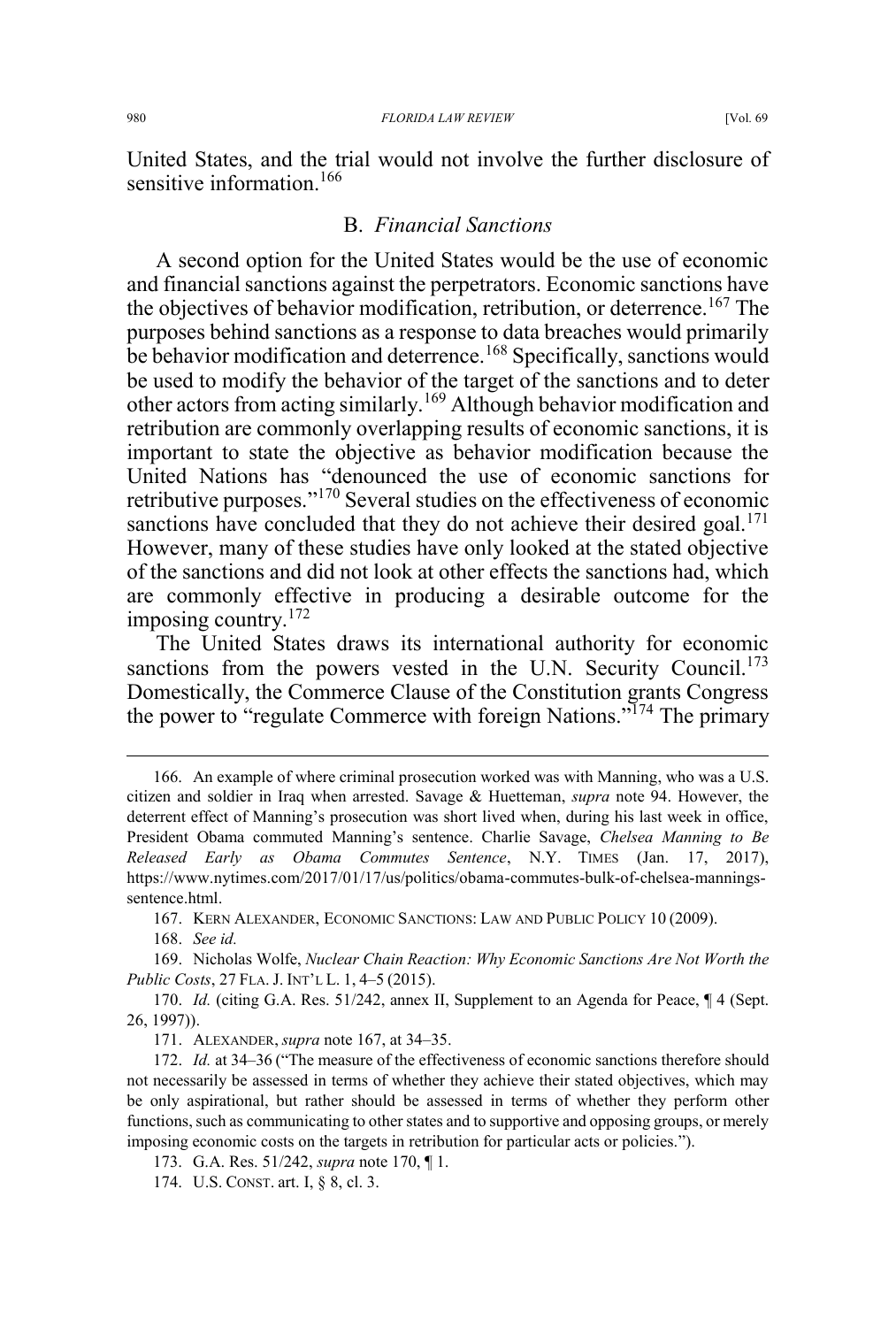United States, and the trial would not involve the further disclosure of sensitive information.[166]

### B. *Financial Sanctions*

A second option for the United States would be the use of economic and financial sanctions against the perpetrators. Economic sanctions have the objectives of behavior modification, retribution, or deterrence.[167] The purposes behind sanctions as a response to data breaches would primarily be behavior modification and deterrence.[168] Specifically, sanctions would be used to modify the behavior of the target of the sanctions and to deter other actors from acting similarly.[169] Although behavior modification and retribution are commonly overlapping results of economic sanctions, it is important to state the objective as behavior modification because the United Nations has "denounced the use of economic sanctions for retributive purposes."[170] Several studies on the effectiveness of economic sanctions have concluded that they do not achieve their desired goal.[171] However, many of these studies have only looked at the stated objective of the sanctions and did not look at other effects the sanctions had, which are commonly effective in producing a desirable outcome for the imposing country.[172]

The United States draws its international authority for economic sanctions from the powers vested in the U.N. Security Council.[173] Domestically, the Commerce Clause of the Constitution grants Congress the power to "regulate Commerce with foreign Nations."[174] The primary

---

166. An example of where criminal prosecution worked was with Manning, who was a U.S. citizen and soldier in Iraq when arrested. Savage & Huetteman, *supra* note 94. However, the deterrent effect of Manning's prosecution was short lived when, during his last week in office, President Obama commuted Manning's sentence. Charlie Savage, *Chelsea Manning to Be Released Early as Obama Commutes Sentence*, N.Y. TIMES (Jan. 17, 2017), https://www.nytimes.com/2017/01/17/us/politics/obama-commutes-bulk-of-chelsea-mannings-sentence.html.

167. KERN ALEXANDER, ECONOMIC SANCTIONS: LAW AND PUBLIC POLICY 10 (2009).

168. *See id.*

169. Nicholas Wolfe, *Nuclear Chain Reaction: Why Economic Sanctions Are Not Worth the Public Costs*, 27 FLA. J. INT'L L. 1, 4–5 (2015).

170. *Id.* (citing G.A. Res. 51/242, annex II, Supplement to an Agenda for Peace, ¶ 4 (Sept. 26, 1997)).

171. ALEXANDER, *supra* note 167, at 34–35.

172. *Id.* at 34–36 ("The measure of the effectiveness of economic sanctions therefore should not necessarily be assessed in terms of whether they achieve their stated objectives, which may be only aspirational, but rather should be assessed in terms of whether they perform other functions, such as communicating to other states and to supportive and opposing groups, or merely imposing economic costs on the targets in retribution for particular acts or policies.").

173. G.A. Res. 51/242, *supra* note 170, ¶ 1.

174. U.S. CONST. art. I, § 8, cl. 3.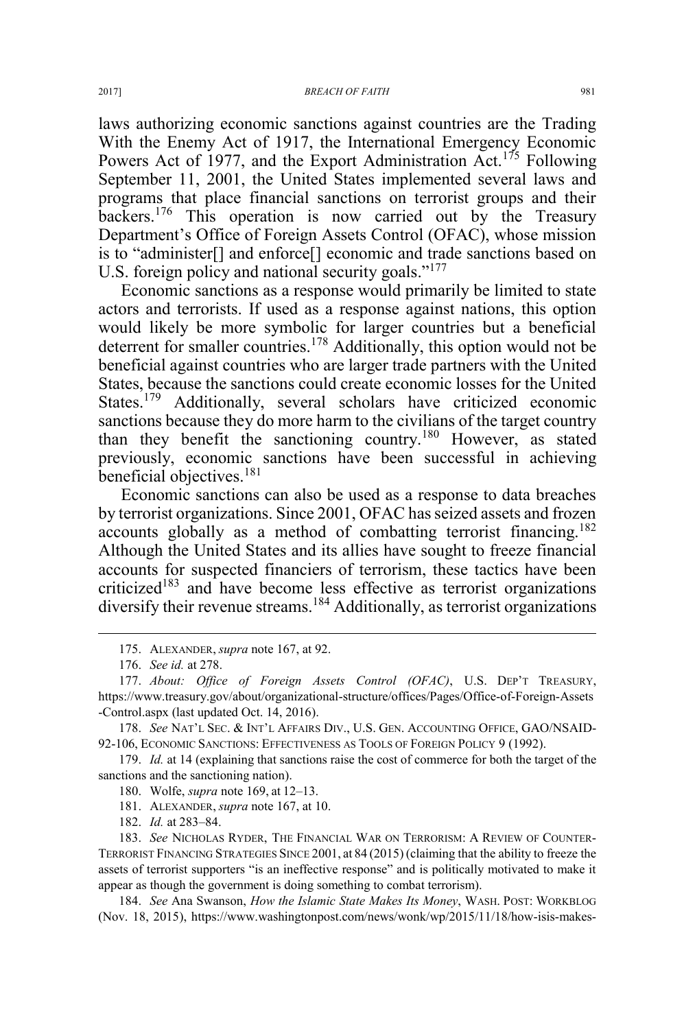laws authorizing economic sanctions against countries are the Trading With the Enemy Act of 1917, the International Emergency Economic Powers Act of 1977, and the Export Administration Act.[175] Following September 11, 2001, the United States implemented several laws and programs that place financial sanctions on terrorist groups and their backers.[176] This operation is now carried out by the Treasury Department's Office of Foreign Assets Control (OFAC), whose mission is to "administer[] and enforce[] economic and trade sanctions based on U.S. foreign policy and national security goals."[177]

Economic sanctions as a response would primarily be limited to state actors and terrorists. If used as a response against nations, this option would likely be more symbolic for larger countries but a beneficial deterrent for smaller countries.[178] Additionally, this option would not be beneficial against countries who are larger trade partners with the United States, because the sanctions could create economic losses for the United States.[179] Additionally, several scholars have criticized economic sanctions because they do more harm to the civilians of the target country than they benefit the sanctioning country.[180] However, as stated previously, economic sanctions have been successful in achieving beneficial objectives.[181]

Economic sanctions can also be used as a response to data breaches by terrorist organizations. Since 2001, OFAC has seized assets and frozen accounts globally as a method of combatting terrorist financing.[182] Although the United States and its allies have sought to freeze financial accounts for suspected financiers of terrorism, these tactics have been criticized[183] and have become less effective as terrorist organizations diversify their revenue streams.[184] Additionally, as terrorist organizations

---

175. ALEXANDER, *supra* note 167, at 92.

176. *See id.* at 278.

177. *About: Office of Foreign Assets Control (OFAC)*, U.S. DEP'T TREASURY, https://www.treasury.gov/about/organizational-structure/offices/Pages/Office-of-Foreign-Assets-Control.aspx (last updated Oct. 14, 2016).

178. *See* NAT'L SEC. & INT'L AFFAIRS DIV., U.S. GEN. ACCOUNTING OFFICE, GAO/NSAID-92-106, ECONOMIC SANCTIONS: EFFECTIVENESS AS TOOLS OF FOREIGN POLICY 9 (1992).

179. *Id.* at 14 (explaining that sanctions raise the cost of commerce for both the target of the sanctions and the sanctioning nation).

180. Wolfe, *supra* note 169, at 12–13.

181. ALEXANDER, *supra* note 167, at 10.

182. *Id.* at 283–84.

183. *See* NICHOLAS RYDER, THE FINANCIAL WAR ON TERRORISM: A REVIEW OF COUNTER-TERRORIST FINANCING STRATEGIES SINCE 2001, at 84 (2015) (claiming that the ability to freeze the assets of terrorist supporters "is an ineffective response" and is politically motivated to make it appear as though the government is doing something to combat terrorism).

184. *See* Ana Swanson, *How the Islamic State Makes Its Money*, WASH. POST: WORKBLOG (Nov. 18, 2015), https://www.washingtonpost.com/news/wonk/wp/2015/11/18/how-isis-makes-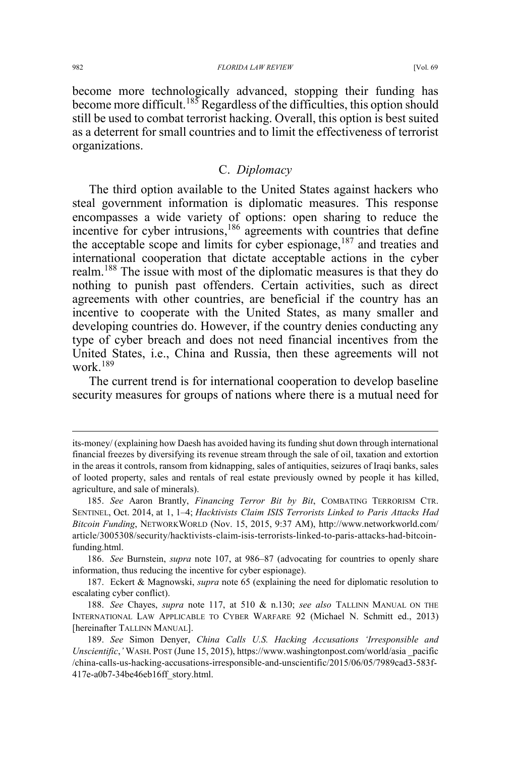become more technologically advanced, stopping their funding has become more difficult.[185] Regardless of the difficulties, this option should still be used to combat terrorist hacking. Overall, this option is best suited as a deterrent for small countries and to limit the effectiveness of terrorist organizations.

### C. *Diplomacy*

The third option available to the United States against hackers who steal government information is diplomatic measures. This response encompasses a wide variety of options: open sharing to reduce the incentive for cyber intrusions,[186] agreements with countries that define the acceptable scope and limits for cyber espionage,[187] and treaties and international cooperation that dictate acceptable actions in the cyber realm.[188] The issue with most of the diplomatic measures is that they do nothing to punish past offenders. Certain activities, such as direct agreements with other countries, are beneficial if the country has an incentive to cooperate with the United States, as many smaller and developing countries do. However, if the country denies conducting any type of cyber breach and does not need financial incentives from the United States, i.e., China and Russia, then these agreements will not work.[189]

The current trend is for international cooperation to develop baseline security measures for groups of nations where there is a mutual need for

---

its-money/ (explaining how Daesh has avoided having its funding shut down through international financial freezes by diversifying its revenue stream through the sale of oil, taxation and extortion in the areas it controls, ransom from kidnapping, sales of antiquities, seizures of Iraqi banks, sales of looted property, sales and rentals of real estate previously owned by people it has killed, agriculture, and sale of minerals).

185. *See* Aaron Brantly, *Financing Terror Bit by Bit*, COMBATING TERRORISM CTR. SENTINEL, Oct. 2014, at 1, 1–4; *Hacktivists Claim ISIS Terrorists Linked to Paris Attacks Had Bitcoin Funding*, NETWORKWORLD (Nov. 15, 2015, 9:37 AM), http://www.networkworld.com/article/3005308/security/hacktivists-claim-isis-terrorists-linked-to-paris-attacks-had-bitcoin-funding.html.

186. *See* Burnstein, *supra* note 107, at 986–87 (advocating for countries to openly share information, thus reducing the incentive for cyber espionage).

187. Eckert & Magnowski, *supra* note 65 (explaining the need for diplomatic resolution to escalating cyber conflict).

188. *See* Chayes, *supra* note 117, at 510 & n.130; *see also* TALLINN MANUAL ON THE INTERNATIONAL LAW APPLICABLE TO CYBER WARFARE 92 (Michael N. Schmitt ed., 2013) [hereinafter TALLINN MANUAL].

189. *See* Simon Denyer, *China Calls U.S. Hacking Accusations 'Irresponsible and Unscientific*,*'* WASH. POST (June 15, 2015), https://www.washingtonpost.com/world/asia_pacific/china-calls-us-hacking-accusations-irresponsible-and-unscientific/2015/06/05/7989cad3-583f-417e-a0b7-34be46eb16ff_story.html.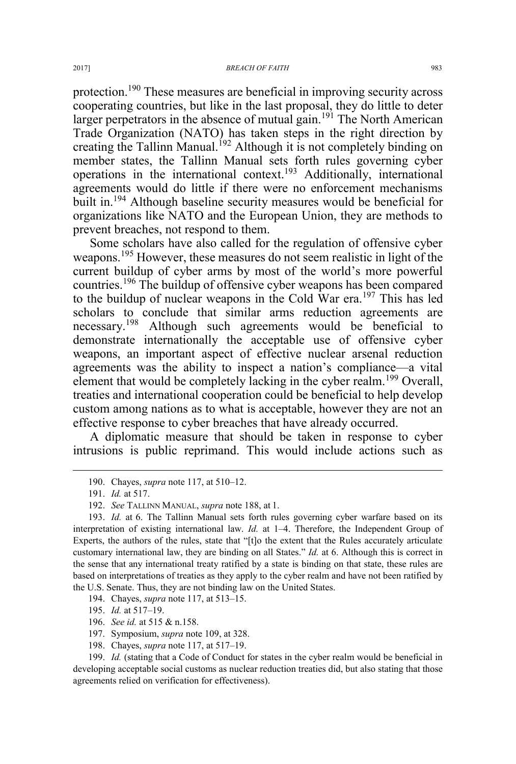protection.[190] These measures are beneficial in improving security across cooperating countries, but like in the last proposal, they do little to deter larger perpetrators in the absence of mutual gain.[191] The North American Trade Organization (NATO) has taken steps in the right direction by creating the Tallinn Manual.[192] Although it is not completely binding on member states, the Tallinn Manual sets forth rules governing cyber operations in the international context.[193] Additionally, international agreements would do little if there were no enforcement mechanisms built in.[194] Although baseline security measures would be beneficial for organizations like NATO and the European Union, they are methods to prevent breaches, not respond to them.

Some scholars have also called for the regulation of offensive cyber weapons.[195] However, these measures do not seem realistic in light of the current buildup of cyber arms by most of the world's more powerful countries.[196] The buildup of offensive cyber weapons has been compared to the buildup of nuclear weapons in the Cold War era.[197] This has led scholars to conclude that similar arms reduction agreements are necessary.[198] Although such agreements would be beneficial to demonstrate internationally the acceptable use of offensive cyber weapons, an important aspect of effective nuclear arsenal reduction agreements was the ability to inspect a nation's compliance—a vital element that would be completely lacking in the cyber realm.[199] Overall, treaties and international cooperation could be beneficial to help develop custom among nations as to what is acceptable, however they are not an effective response to cyber breaches that have already occurred.

A diplomatic measure that should be taken in response to cyber intrusions is public reprimand. This would include actions such as

---

190. Chayes, *supra* note 117, at 510–12.

191. *Id.* at 517.

192. *See* TALLINN MANUAL, *supra* note 188, at 1.

193. *Id.* at 6. The Tallinn Manual sets forth rules governing cyber warfare based on its interpretation of existing international law. *Id.* at 1–4. Therefore, the Independent Group of Experts, the authors of the rules, state that "[t]o the extent that the Rules accurately articulate customary international law, they are binding on all States." *Id.* at 6. Although this is correct in the sense that any international treaty ratified by a state is binding on that state, these rules are based on interpretations of treaties as they apply to the cyber realm and have not been ratified by the U.S. Senate. Thus, they are not binding law on the United States.

194. Chayes, *supra* note 117, at 513–15.

195. *Id.* at 517–19.

196. *See id.* at 515 & n.158.

197. Symposium, *supra* note 109, at 328.

198. Chayes, *supra* note 117, at 517–19.

199. *Id.* (stating that a Code of Conduct for states in the cyber realm would be beneficial in developing acceptable social customs as nuclear reduction treaties did, but also stating that those agreements relied on verification for effectiveness).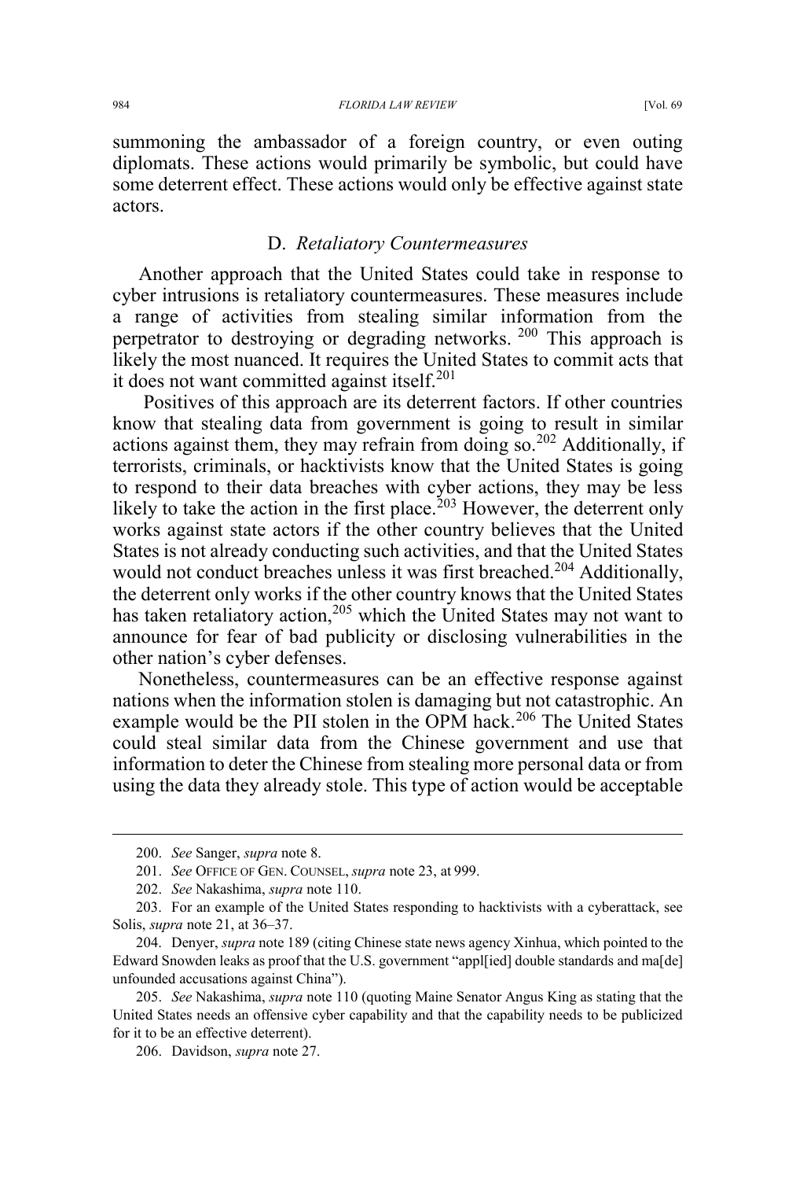summoning the ambassador of a foreign country, or even outing diplomats. These actions would primarily be symbolic, but could have some deterrent effect. These actions would only be effective against state actors.

### D. *Retaliatory Countermeasures*

Another approach that the United States could take in response to cyber intrusions is retaliatory countermeasures. These measures include a range of activities from stealing similar information from the perpetrator to destroying or degrading networks.[200] This approach is likely the most nuanced. It requires the United States to commit acts that it does not want committed against itself.[201]

Positives of this approach are its deterrent factors. If other countries know that stealing data from government is going to result in similar actions against them, they may refrain from doing so.[202] Additionally, if terrorists, criminals, or hacktivists know that the United States is going to respond to their data breaches with cyber actions, they may be less likely to take the action in the first place.[203] However, the deterrent only works against state actors if the other country believes that the United States is not already conducting such activities, and that the United States would not conduct breaches unless it was first breached.[204] Additionally, the deterrent only works if the other country knows that the United States has taken retaliatory action,[205] which the United States may not want to announce for fear of bad publicity or disclosing vulnerabilities in the other nation's cyber defenses.

Nonetheless, countermeasures can be an effective response against nations when the information stolen is damaging but not catastrophic. An example would be the PII stolen in the OPM hack.[206] The United States could steal similar data from the Chinese government and use that information to deter the Chinese from stealing more personal data or from using the data they already stole. This type of action would be acceptable

---

200. *See* Sanger, *supra* note 8.

201. *See* OFFICE OF GEN. COUNSEL, *supra* note 23, at 999.

202. *See* Nakashima, *supra* note 110.

203. For an example of the United States responding to hacktivists with a cyberattack, see Solis, *supra* note 21, at 36–37.

204. Denyer, *supra* note 189 (citing Chinese state news agency Xinhua, which pointed to the Edward Snowden leaks as proof that the U.S. government "appl[ied] double standards and ma[de] unfounded accusations against China").

205. *See* Nakashima, *supra* note 110 (quoting Maine Senator Angus King as stating that the United States needs an offensive cyber capability and that the capability needs to be publicized for it to be an effective deterrent).

206. Davidson, *supra* note 27.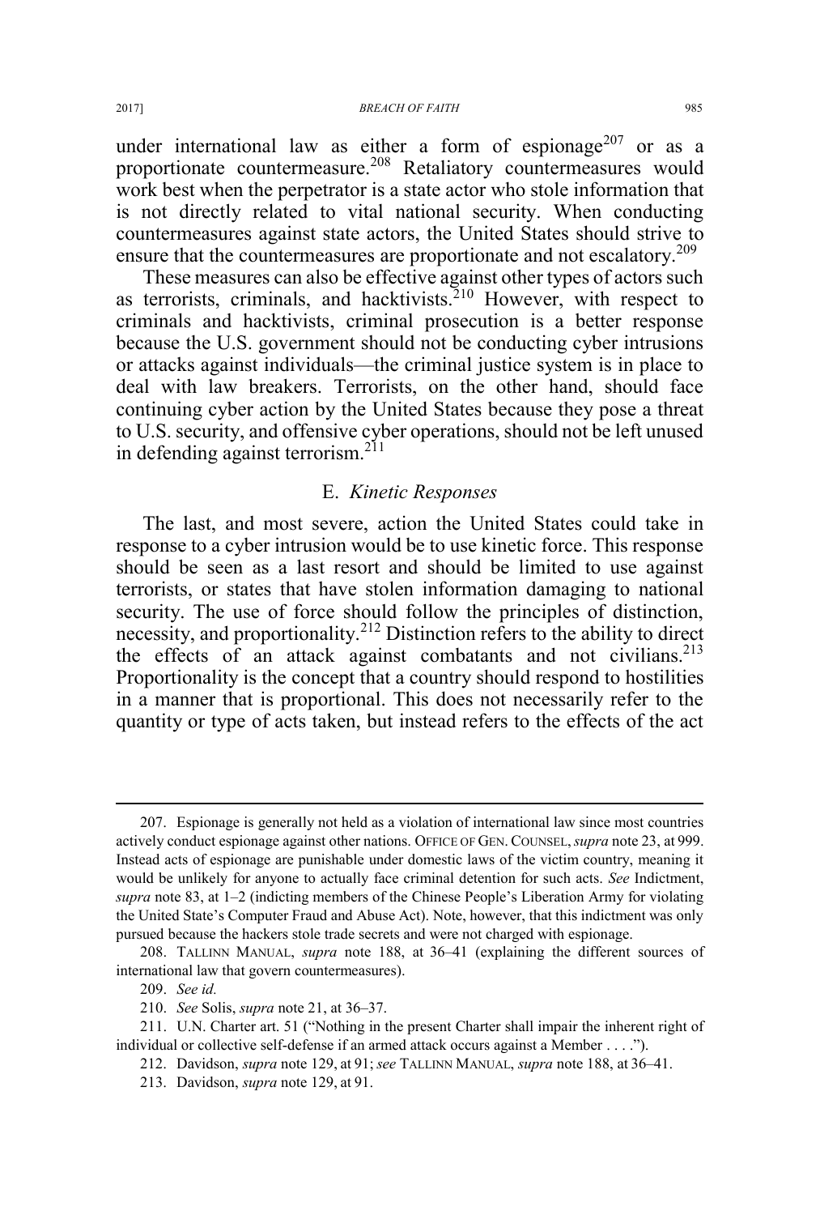under international law as either a form of espionage[207] or as a proportionate countermeasure.[208] Retaliatory countermeasures would work best when the perpetrator is a state actor who stole information that is not directly related to vital national security. When conducting countermeasures against state actors, the United States should strive to ensure that the countermeasures are proportionate and not escalatory.[209]

These measures can also be effective against other types of actors such as terrorists, criminals, and hacktivists.[210] However, with respect to criminals and hacktivists, criminal prosecution is a better response because the U.S. government should not be conducting cyber intrusions or attacks against individuals—the criminal justice system is in place to deal with law breakers. Terrorists, on the other hand, should face continuing cyber action by the United States because they pose a threat to U.S. security, and offensive cyber operations, should not be left unused in defending against terrorism.[211]

### E. *Kinetic Responses*

The last, and most severe, action the United States could take in response to a cyber intrusion would be to use kinetic force. This response should be seen as a last resort and should be limited to use against terrorists, or states that have stolen information damaging to national security. The use of force should follow the principles of distinction, necessity, and proportionality.[212] Distinction refers to the ability to direct the effects of an attack against combatants and not civilians.[213] Proportionality is the concept that a country should respond to hostilities in a manner that is proportional. This does not necessarily refer to the quantity or type of acts taken, but instead refers to the effects of the act

---

207. Espionage is generally not held as a violation of international law since most countries actively conduct espionage against other nations. OFFICE OF GEN. COUNSEL, *supra* note 23, at 999. Instead acts of espionage are punishable under domestic laws of the victim country, meaning it would be unlikely for anyone to actually face criminal detention for such acts. *See* Indictment, *supra* note 83, at 1–2 (indicting members of the Chinese People's Liberation Army for violating the United State's Computer Fraud and Abuse Act). Note, however, that this indictment was only pursued because the hackers stole trade secrets and were not charged with espionage.

208. TALLINN MANUAL, *supra* note 188, at 36–41 (explaining the different sources of international law that govern countermeasures).

209. *See id.*

210. *See* Solis, *supra* note 21, at 36–37.

211. U.N. Charter art. 51 ("Nothing in the present Charter shall impair the inherent right of individual or collective self-defense if an armed attack occurs against a Member . . . .").

212. Davidson, *supra* note 129, at 91; *see* TALLINN MANUAL, *supra* note 188, at 36–41.

213. Davidson, *supra* note 129, at 91.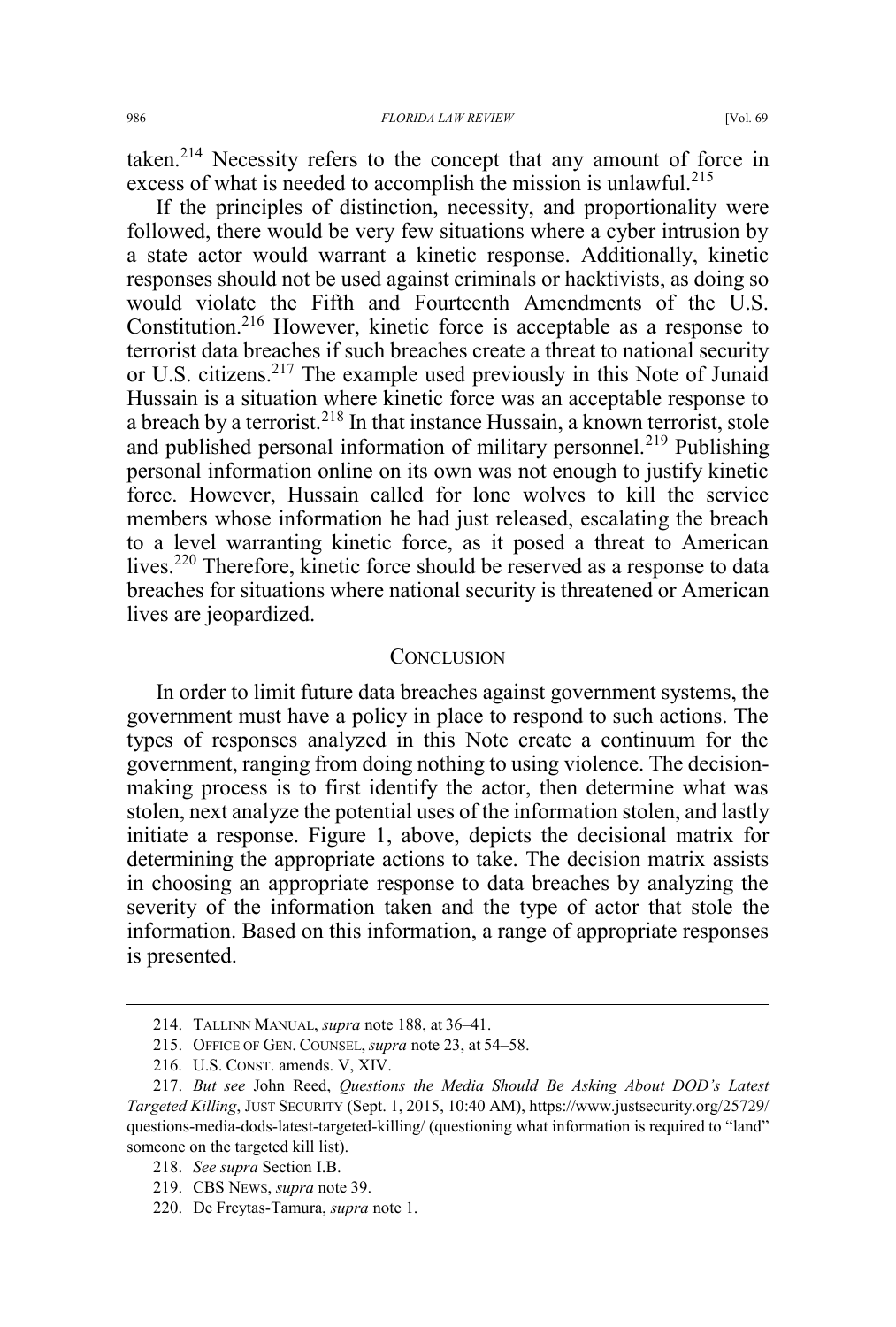taken.[214] Necessity refers to the concept that any amount of force in excess of what is needed to accomplish the mission is unlawful.[215]

If the principles of distinction, necessity, and proportionality were followed, there would be very few situations where a cyber intrusion by a state actor would warrant a kinetic response. Additionally, kinetic responses should not be used against criminals or hacktivists, as doing so would violate the Fifth and Fourteenth Amendments of the U.S. Constitution.[216] However, kinetic force is acceptable as a response to terrorist data breaches if such breaches create a threat to national security or U.S. citizens.[217] The example used previously in this Note of Junaid Hussain is a situation where kinetic force was an acceptable response to a breach by a terrorist.[218] In that instance Hussain, a known terrorist, stole and published personal information of military personnel.[219] Publishing personal information online on its own was not enough to justify kinetic force. However, Hussain called for lone wolves to kill the service members whose information he had just released, escalating the breach to a level warranting kinetic force, as it posed a threat to American lives.[220] Therefore, kinetic force should be reserved as a response to data breaches for situations where national security is threatened or American lives are jeopardized.

## CONCLUSION

In order to limit future data breaches against government systems, the government must have a policy in place to respond to such actions. The types of responses analyzed in this Note create a continuum for the government, ranging from doing nothing to using violence. The decision-making process is to first identify the actor, then determine what was stolen, next analyze the potential uses of the information stolen, and lastly initiate a response. Figure 1, above, depicts the decisional matrix for determining the appropriate actions to take. The decision matrix assists in choosing an appropriate response to data breaches by analyzing the severity of the information taken and the type of actor that stole the information. Based on this information, a range of appropriate responses is presented.

---

214. TALLINN MANUAL, *supra* note 188, at 36–41.

215. OFFICE OF GEN. COUNSEL, *supra* note 23, at 54–58.

216. U.S. CONST. amends. V, XIV.

217. *But see* John Reed, *Questions the Media Should Be Asking About DOD's Latest Targeted Killing*, JUST SECURITY (Sept. 1, 2015, 10:40 AM), https://www.justsecurity.org/25729/questions-media-dods-latest-targeted-killing/ (questioning what information is required to "land" someone on the targeted kill list).

218. *See supra* Section I.B.

219. CBS NEWS, *supra* note 39.

220. De Freytas-Tamura, *supra* note 1.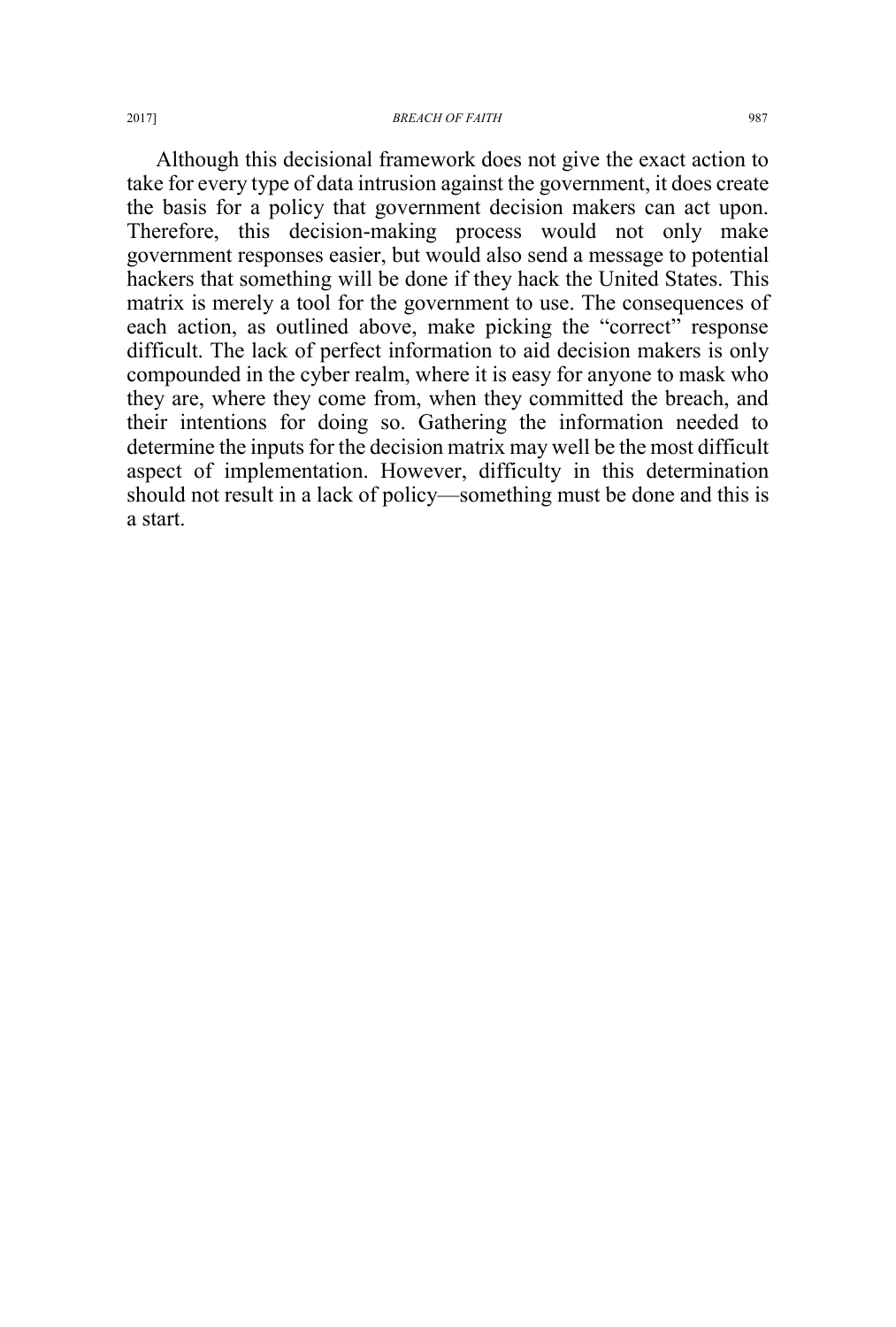Although this decisional framework does not give the exact action to take for every type of data intrusion against the government, it does create the basis for a policy that government decision makers can act upon. Therefore, this decision-making process would not only make government responses easier, but would also send a message to potential hackers that something will be done if they hack the United States. This matrix is merely a tool for the government to use. The consequences of each action, as outlined above, make picking the "correct" response difficult. The lack of perfect information to aid decision makers is only compounded in the cyber realm, where it is easy for anyone to mask who they are, where they come from, when they committed the breach, and their intentions for doing so. Gathering the information needed to determine the inputs for the decision matrix may well be the most difficult aspect of implementation. However, difficulty in this determination should not result in a lack of policy—something must be done and this is a start.